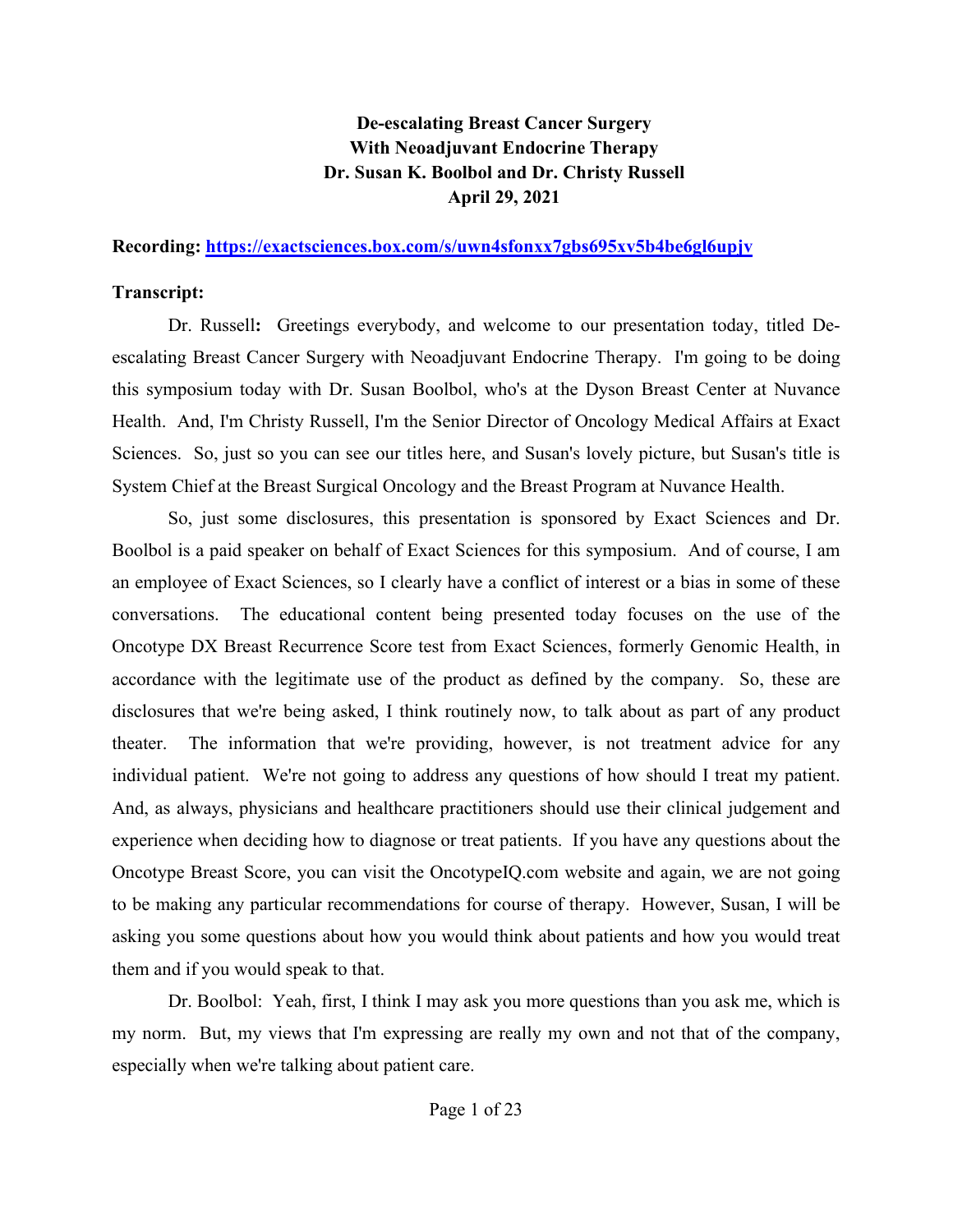**De-escalating Breast Cancer Surgery**
**With Neoadjuvant Endocrine Therapy**
**Dr. Susan K. Boolbol and Dr. Christy Russell**
**April 29, 2021**

**Recording: https://exactsciences.box.com/s/uwn4sfonxx7gbs695xv5b4be6gl6upjv**

**Transcript:**

Dr. Russell**:** Greetings everybody, and welcome to our presentation today, titled De-escalating Breast Cancer Surgery with Neoadjuvant Endocrine Therapy. I'm going to be doing this symposium today with Dr. Susan Boolbol, who's at the Dyson Breast Center at Nuvance Health. And, I'm Christy Russell, I'm the Senior Director of Oncology Medical Affairs at Exact Sciences. So, just so you can see our titles here, and Susan's lovely picture, but Susan's title is System Chief at the Breast Surgical Oncology and the Breast Program at Nuvance Health.

So, just some disclosures, this presentation is sponsored by Exact Sciences and Dr. Boolbol is a paid speaker on behalf of Exact Sciences for this symposium. And of course, I am an employee of Exact Sciences, so I clearly have a conflict of interest or a bias in some of these conversations. The educational content being presented today focuses on the use of the Oncotype DX Breast Recurrence Score test from Exact Sciences, formerly Genomic Health, in accordance with the legitimate use of the product as defined by the company. So, these are disclosures that we're being asked, I think routinely now, to talk about as part of any product theater. The information that we're providing, however, is not treatment advice for any individual patient. We're not going to address any questions of how should I treat my patient. And, as always, physicians and healthcare practitioners should use their clinical judgement and experience when deciding how to diagnose or treat patients. If you have any questions about the Oncotype Breast Score, you can visit the OncotypeIQ.com website and again, we are not going to be making any particular recommendations for course of therapy. However, Susan, I will be asking you some questions about how you would think about patients and how you would treat them and if you would speak to that.

Dr. Boolbol: Yeah, first, I think I may ask you more questions than you ask me, which is my norm. But, my views that I'm expressing are really my own and not that of the company, especially when we're talking about patient care.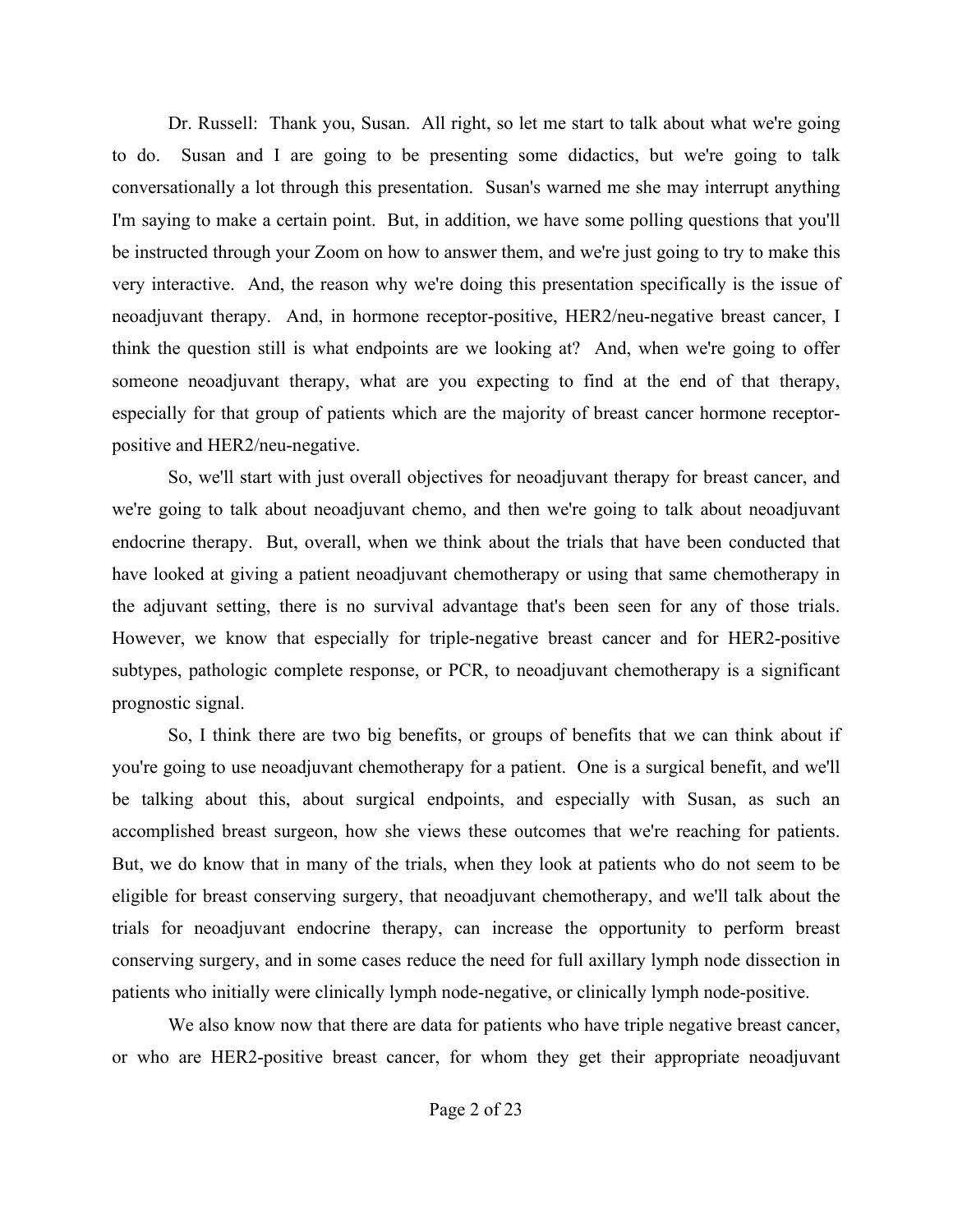Dr. Russell: Thank you, Susan. All right, so let me start to talk about what we're going to do. Susan and I are going to be presenting some didactics, but we're going to talk conversationally a lot through this presentation. Susan's warned me she may interrupt anything I'm saying to make a certain point. But, in addition, we have some polling questions that you'll be instructed through your Zoom on how to answer them, and we're just going to try to make this very interactive. And, the reason why we're doing this presentation specifically is the issue of neoadjuvant therapy. And, in hormone receptor-positive, HER2/neu-negative breast cancer, I think the question still is what endpoints are we looking at? And, when we're going to offer someone neoadjuvant therapy, what are you expecting to find at the end of that therapy, especially for that group of patients which are the majority of breast cancer hormone receptor-positive and HER2/neu-negative.

So, we'll start with just overall objectives for neoadjuvant therapy for breast cancer, and we're going to talk about neoadjuvant chemo, and then we're going to talk about neoadjuvant endocrine therapy. But, overall, when we think about the trials that have been conducted that have looked at giving a patient neoadjuvant chemotherapy or using that same chemotherapy in the adjuvant setting, there is no survival advantage that's been seen for any of those trials. However, we know that especially for triple-negative breast cancer and for HER2-positive subtypes, pathologic complete response, or PCR, to neoadjuvant chemotherapy is a significant prognostic signal.

So, I think there are two big benefits, or groups of benefits that we can think about if you're going to use neoadjuvant chemotherapy for a patient. One is a surgical benefit, and we'll be talking about this, about surgical endpoints, and especially with Susan, as such an accomplished breast surgeon, how she views these outcomes that we're reaching for patients. But, we do know that in many of the trials, when they look at patients who do not seem to be eligible for breast conserving surgery, that neoadjuvant chemotherapy, and we'll talk about the trials for neoadjuvant endocrine therapy, can increase the opportunity to perform breast conserving surgery, and in some cases reduce the need for full axillary lymph node dissection in patients who initially were clinically lymph node-negative, or clinically lymph node-positive.

We also know now that there are data for patients who have triple negative breast cancer, or who are HER2-positive breast cancer, for whom they get their appropriate neoadjuvant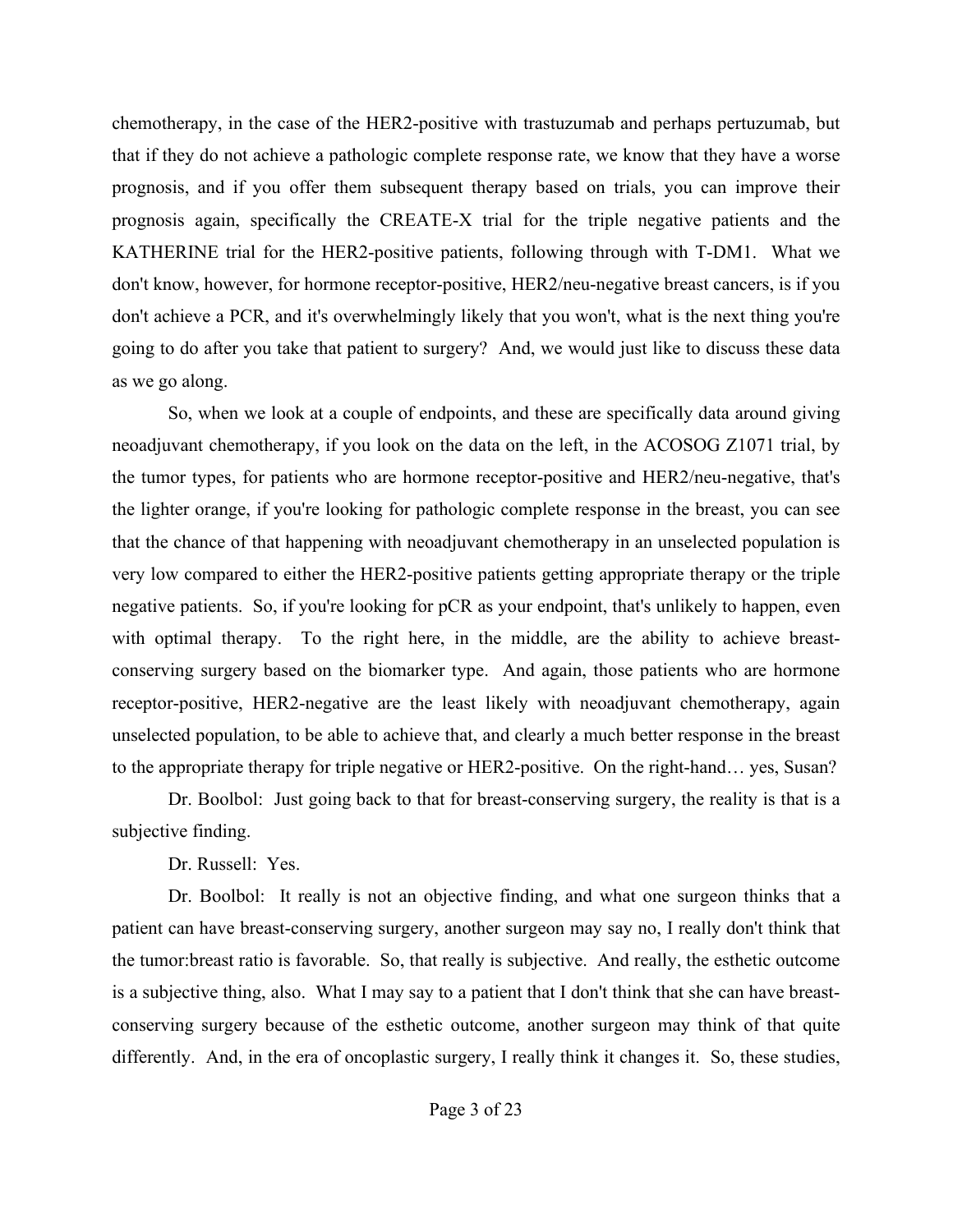chemotherapy, in the case of the HER2-positive with trastuzumab and perhaps pertuzumab, but that if they do not achieve a pathologic complete response rate, we know that they have a worse prognosis, and if you offer them subsequent therapy based on trials, you can improve their prognosis again, specifically the CREATE-X trial for the triple negative patients and the KATHERINE trial for the HER2-positive patients, following through with T-DM1. What we don't know, however, for hormone receptor-positive, HER2/neu-negative breast cancers, is if you don't achieve a PCR, and it's overwhelmingly likely that you won't, what is the next thing you're going to do after you take that patient to surgery? And, we would just like to discuss these data as we go along.

So, when we look at a couple of endpoints, and these are specifically data around giving neoadjuvant chemotherapy, if you look on the data on the left, in the ACOSOG Z1071 trial, by the tumor types, for patients who are hormone receptor-positive and HER2/neu-negative, that's the lighter orange, if you're looking for pathologic complete response in the breast, you can see that the chance of that happening with neoadjuvant chemotherapy in an unselected population is very low compared to either the HER2-positive patients getting appropriate therapy or the triple negative patients. So, if you're looking for pCR as your endpoint, that's unlikely to happen, even with optimal therapy. To the right here, in the middle, are the ability to achieve breast-conserving surgery based on the biomarker type. And again, those patients who are hormone receptor-positive, HER2-negative are the least likely with neoadjuvant chemotherapy, again unselected population, to be able to achieve that, and clearly a much better response in the breast to the appropriate therapy for triple negative or HER2-positive. On the right-hand… yes, Susan?

Dr. Boolbol: Just going back to that for breast-conserving surgery, the reality is that is a subjective finding.

Dr. Russell: Yes.

Dr. Boolbol: It really is not an objective finding, and what one surgeon thinks that a patient can have breast-conserving surgery, another surgeon may say no, I really don't think that the tumor:breast ratio is favorable. So, that really is subjective. And really, the esthetic outcome is a subjective thing, also. What I may say to a patient that I don't think that she can have breast-conserving surgery because of the esthetic outcome, another surgeon may think of that quite differently. And, in the era of oncoplastic surgery, I really think it changes it. So, these studies,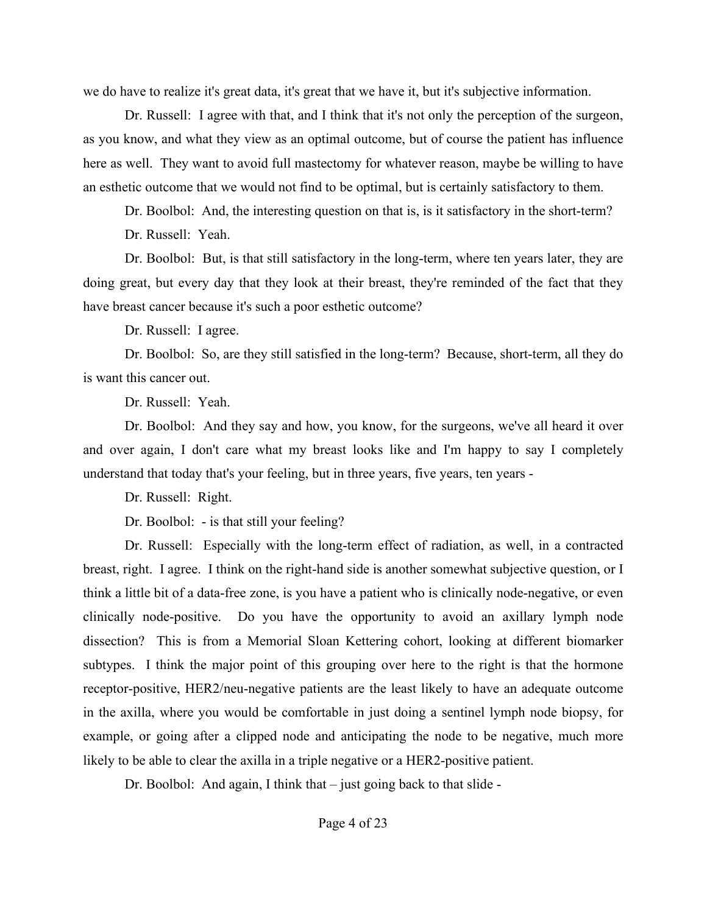we do have to realize it's great data, it's great that we have it, but it's subjective information.

Dr. Russell: I agree with that, and I think that it's not only the perception of the surgeon, as you know, and what they view as an optimal outcome, but of course the patient has influence here as well. They want to avoid full mastectomy for whatever reason, maybe be willing to have an esthetic outcome that we would not find to be optimal, but is certainly satisfactory to them.

Dr. Boolbol: And, the interesting question on that is, is it satisfactory in the short-term?

Dr. Russell: Yeah.

Dr. Boolbol: But, is that still satisfactory in the long-term, where ten years later, they are doing great, but every day that they look at their breast, they're reminded of the fact that they have breast cancer because it's such a poor esthetic outcome?

Dr. Russell: I agree.

Dr. Boolbol: So, are they still satisfied in the long-term? Because, short-term, all they do is want this cancer out.

Dr. Russell: Yeah.

Dr. Boolbol: And they say and how, you know, for the surgeons, we've all heard it over and over again, I don't care what my breast looks like and I'm happy to say I completely understand that today that's your feeling, but in three years, five years, ten years -

Dr. Russell: Right.

Dr. Boolbol: - is that still your feeling?

Dr. Russell: Especially with the long-term effect of radiation, as well, in a contracted breast, right. I agree. I think on the right-hand side is another somewhat subjective question, or I think a little bit of a data-free zone, is you have a patient who is clinically node-negative, or even clinically node-positive. Do you have the opportunity to avoid an axillary lymph node dissection? This is from a Memorial Sloan Kettering cohort, looking at different biomarker subtypes. I think the major point of this grouping over here to the right is that the hormone receptor-positive, HER2/neu-negative patients are the least likely to have an adequate outcome in the axilla, where you would be comfortable in just doing a sentinel lymph node biopsy, for example, or going after a clipped node and anticipating the node to be negative, much more likely to be able to clear the axilla in a triple negative or a HER2-positive patient.

Dr. Boolbol: And again, I think that – just going back to that slide -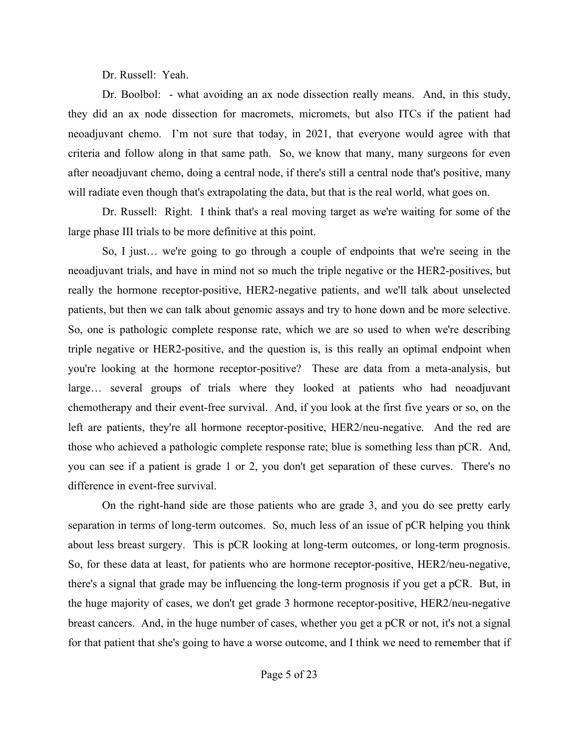Dr. Russell: Yeah.

Dr. Boolbol: - what avoiding an ax node dissection really means. And, in this study, they did an ax node dissection for macromets, micromets, but also ITCs if the patient had neoadjuvant chemo. I'm not sure that today, in 2021, that everyone would agree with that criteria and follow along in that same path. So, we know that many, many surgeons for even after neoadjuvant chemo, doing a central node, if there's still a central node that's positive, many will radiate even though that's extrapolating the data, but that is the real world, what goes on.

Dr. Russell: Right. I think that's a real moving target as we're waiting for some of the large phase III trials to be more definitive at this point.

So, I just… we're going to go through a couple of endpoints that we're seeing in the neoadjuvant trials, and have in mind not so much the triple negative or the HER2-positives, but really the hormone receptor-positive, HER2-negative patients, and we'll talk about unselected patients, but then we can talk about genomic assays and try to hone down and be more selective. So, one is pathologic complete response rate, which we are so used to when we're describing triple negative or HER2-positive, and the question is, is this really an optimal endpoint when you're looking at the hormone receptor-positive? These are data from a meta-analysis, but large… several groups of trials where they looked at patients who had neoadjuvant chemotherapy and their event-free survival. And, if you look at the first five years or so, on the left are patients, they're all hormone receptor-positive, HER2/neu-negative. And the red are those who achieved a pathologic complete response rate; blue is something less than pCR. And, you can see if a patient is grade 1 or 2, you don't get separation of these curves. There's no difference in event-free survival.

On the right-hand side are those patients who are grade 3, and you do see pretty early separation in terms of long-term outcomes. So, much less of an issue of pCR helping you think about less breast surgery. This is pCR looking at long-term outcomes, or long-term prognosis. So, for these data at least, for patients who are hormone receptor-positive, HER2/neu-negative, there's a signal that grade may be influencing the long-term prognosis if you get a pCR. But, in the huge majority of cases, we don't get grade 3 hormone receptor-positive, HER2/neu-negative breast cancers. And, in the huge number of cases, whether you get a pCR or not, it's not a signal for that patient that she's going to have a worse outcome, and I think we need to remember that if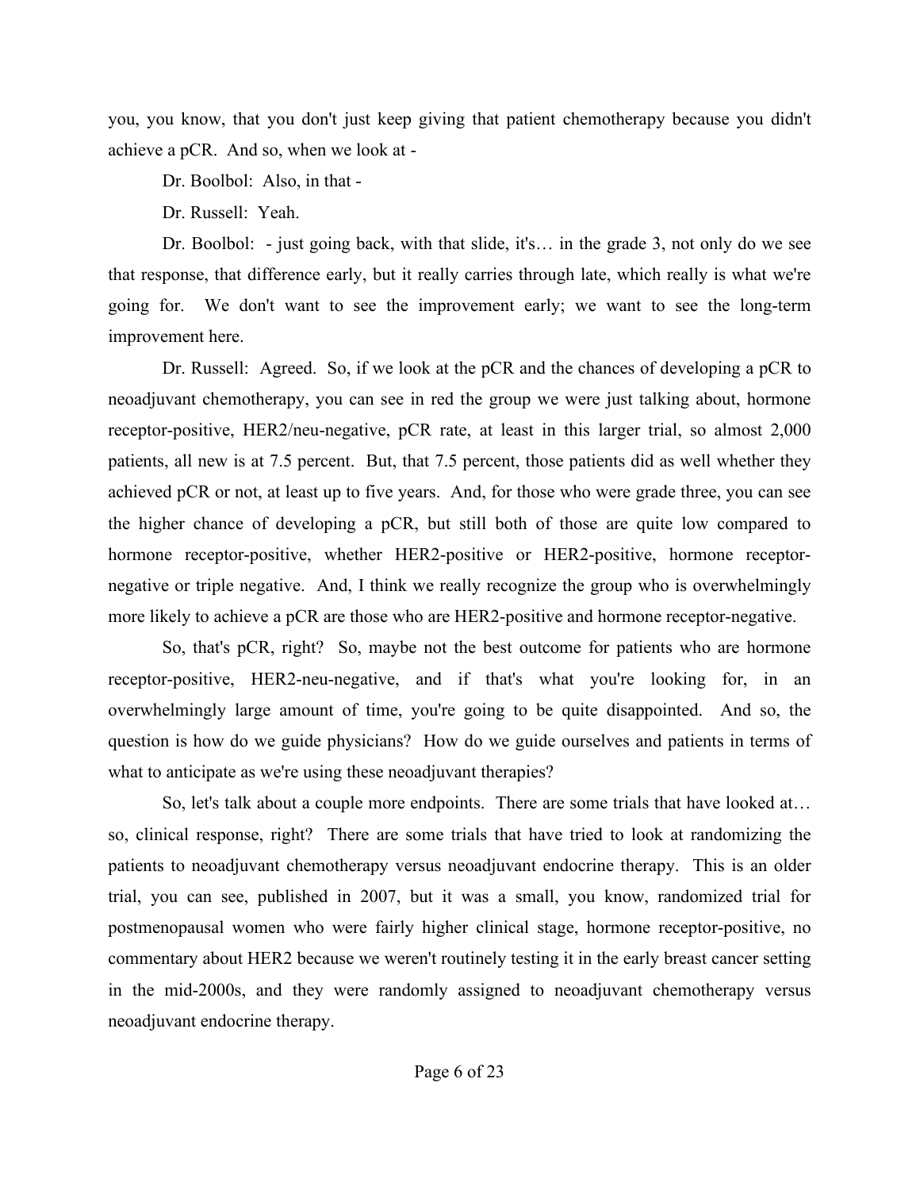you, you know, that you don't just keep giving that patient chemotherapy because you didn't achieve a pCR. And so, when we look at -

Dr. Boolbol: Also, in that -

Dr. Russell: Yeah.

Dr. Boolbol: - just going back, with that slide, it's… in the grade 3, not only do we see that response, that difference early, but it really carries through late, which really is what we're going for. We don't want to see the improvement early; we want to see the long-term improvement here.

Dr. Russell: Agreed. So, if we look at the pCR and the chances of developing a pCR to neoadjuvant chemotherapy, you can see in red the group we were just talking about, hormone receptor-positive, HER2/neu-negative, pCR rate, at least in this larger trial, so almost 2,000 patients, all new is at 7.5 percent. But, that 7.5 percent, those patients did as well whether they achieved pCR or not, at least up to five years. And, for those who were grade three, you can see the higher chance of developing a pCR, but still both of those are quite low compared to hormone receptor-positive, whether HER2-positive or HER2-positive, hormone receptor-negative or triple negative. And, I think we really recognize the group who is overwhelmingly more likely to achieve a pCR are those who are HER2-positive and hormone receptor-negative.

So, that's pCR, right? So, maybe not the best outcome for patients who are hormone receptor-positive, HER2-neu-negative, and if that's what you're looking for, in an overwhelmingly large amount of time, you're going to be quite disappointed. And so, the question is how do we guide physicians? How do we guide ourselves and patients in terms of what to anticipate as we're using these neoadjuvant therapies?

So, let's talk about a couple more endpoints. There are some trials that have looked at… so, clinical response, right? There are some trials that have tried to look at randomizing the patients to neoadjuvant chemotherapy versus neoadjuvant endocrine therapy. This is an older trial, you can see, published in 2007, but it was a small, you know, randomized trial for postmenopausal women who were fairly higher clinical stage, hormone receptor-positive, no commentary about HER2 because we weren't routinely testing it in the early breast cancer setting in the mid-2000s, and they were randomly assigned to neoadjuvant chemotherapy versus neoadjuvant endocrine therapy.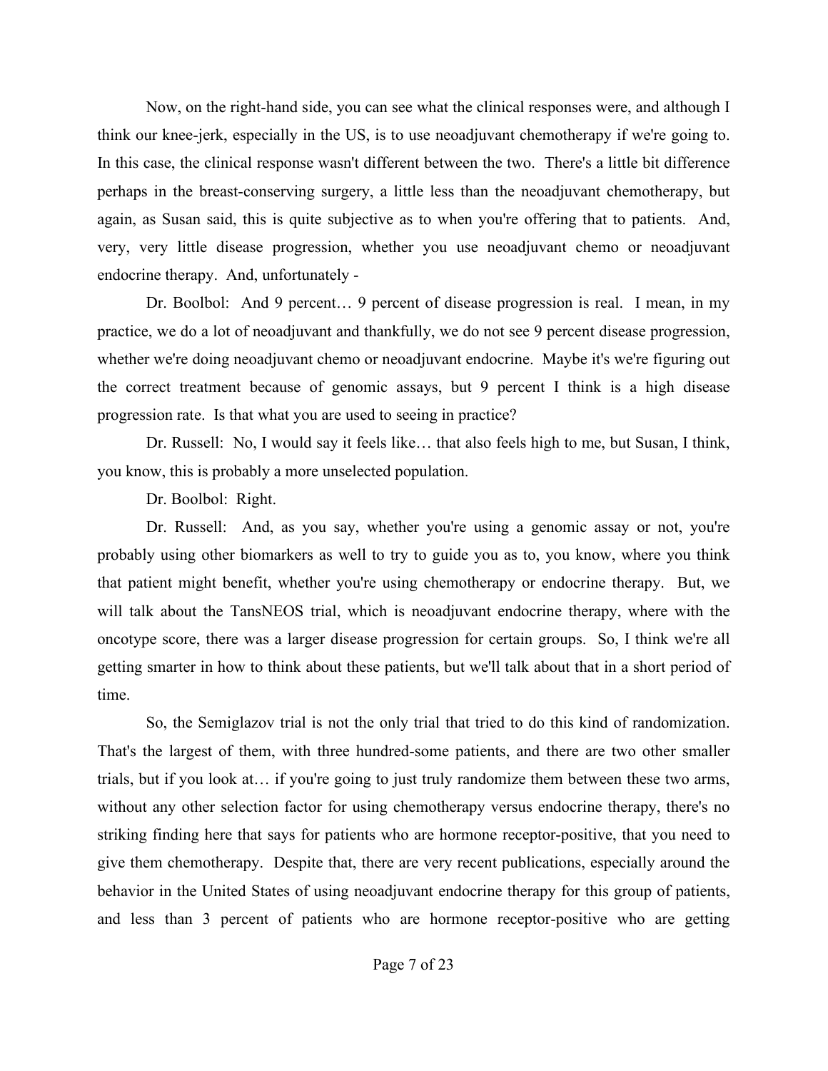Now, on the right-hand side, you can see what the clinical responses were, and although I think our knee-jerk, especially in the US, is to use neoadjuvant chemotherapy if we're going to. In this case, the clinical response wasn't different between the two. There's a little bit difference perhaps in the breast-conserving surgery, a little less than the neoadjuvant chemotherapy, but again, as Susan said, this is quite subjective as to when you're offering that to patients. And, very, very little disease progression, whether you use neoadjuvant chemo or neoadjuvant endocrine therapy. And, unfortunately -

Dr. Boolbol: And 9 percent… 9 percent of disease progression is real. I mean, in my practice, we do a lot of neoadjuvant and thankfully, we do not see 9 percent disease progression, whether we're doing neoadjuvant chemo or neoadjuvant endocrine. Maybe it's we're figuring out the correct treatment because of genomic assays, but 9 percent I think is a high disease progression rate. Is that what you are used to seeing in practice?

Dr. Russell: No, I would say it feels like… that also feels high to me, but Susan, I think, you know, this is probably a more unselected population.

Dr. Boolbol: Right.

Dr. Russell: And, as you say, whether you're using a genomic assay or not, you're probably using other biomarkers as well to try to guide you as to, you know, where you think that patient might benefit, whether you're using chemotherapy or endocrine therapy. But, we will talk about the TansNEOS trial, which is neoadjuvant endocrine therapy, where with the oncotype score, there was a larger disease progression for certain groups. So, I think we're all getting smarter in how to think about these patients, but we'll talk about that in a short period of time.

So, the Semiglazov trial is not the only trial that tried to do this kind of randomization. That's the largest of them, with three hundred-some patients, and there are two other smaller trials, but if you look at… if you're going to just truly randomize them between these two arms, without any other selection factor for using chemotherapy versus endocrine therapy, there's no striking finding here that says for patients who are hormone receptor-positive, that you need to give them chemotherapy. Despite that, there are very recent publications, especially around the behavior in the United States of using neoadjuvant endocrine therapy for this group of patients, and less than 3 percent of patients who are hormone receptor-positive who are getting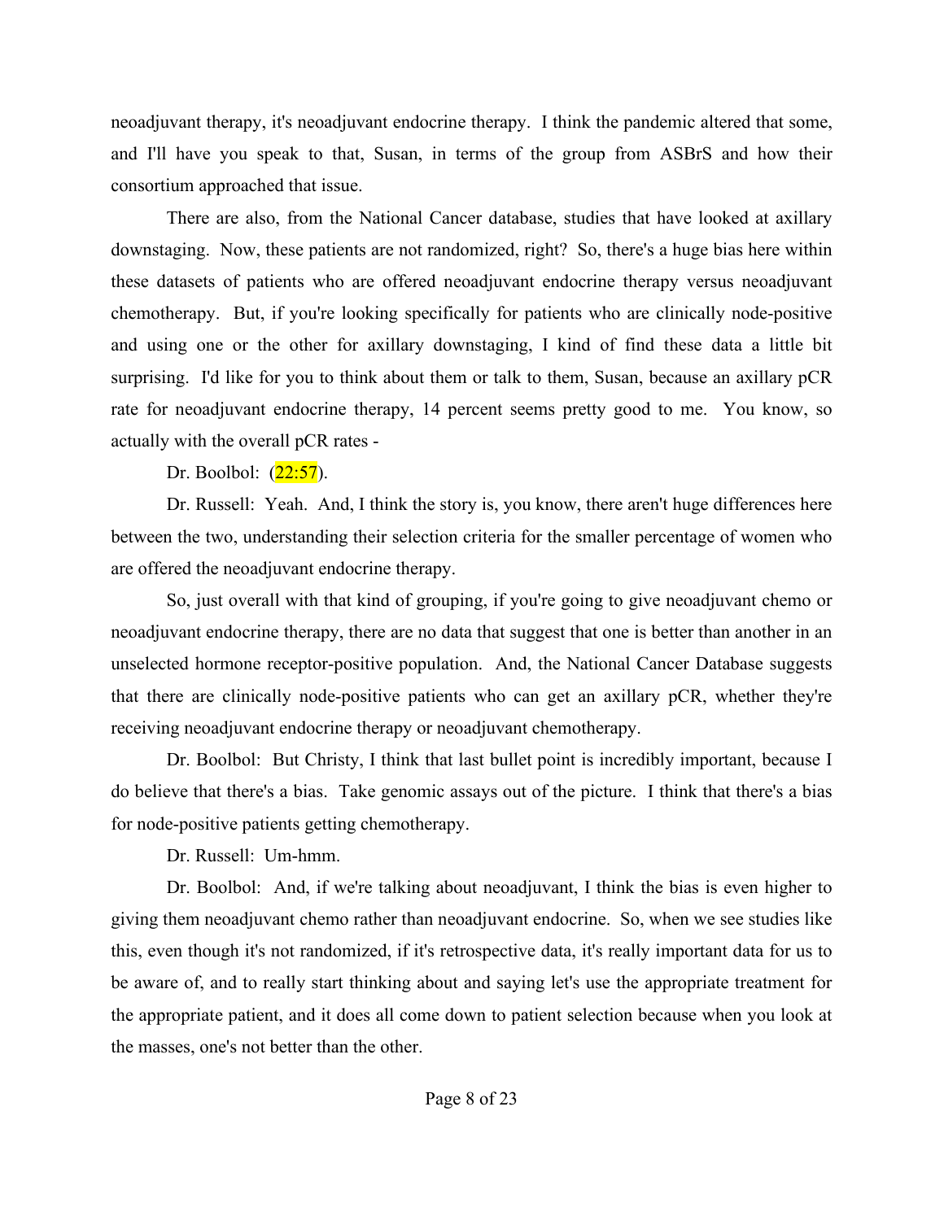neoadjuvant therapy, it's neoadjuvant endocrine therapy. I think the pandemic altered that some, and I'll have you speak to that, Susan, in terms of the group from ASBrS and how their consortium approached that issue.

There are also, from the National Cancer database, studies that have looked at axillary downstaging. Now, these patients are not randomized, right? So, there's a huge bias here within these datasets of patients who are offered neoadjuvant endocrine therapy versus neoadjuvant chemotherapy. But, if you're looking specifically for patients who are clinically node-positive and using one or the other for axillary downstaging, I kind of find these data a little bit surprising. I'd like for you to think about them or talk to them, Susan, because an axillary pCR rate for neoadjuvant endocrine therapy, 14 percent seems pretty good to me. You know, so actually with the overall pCR rates -

Dr. Boolbol: (22:57).

Dr. Russell: Yeah. And, I think the story is, you know, there aren't huge differences here between the two, understanding their selection criteria for the smaller percentage of women who are offered the neoadjuvant endocrine therapy.

So, just overall with that kind of grouping, if you're going to give neoadjuvant chemo or neoadjuvant endocrine therapy, there are no data that suggest that one is better than another in an unselected hormone receptor-positive population. And, the National Cancer Database suggests that there are clinically node-positive patients who can get an axillary pCR, whether they're receiving neoadjuvant endocrine therapy or neoadjuvant chemotherapy.

Dr. Boolbol: But Christy, I think that last bullet point is incredibly important, because I do believe that there's a bias. Take genomic assays out of the picture. I think that there's a bias for node-positive patients getting chemotherapy.

Dr. Russell: Um-hmm.

Dr. Boolbol: And, if we're talking about neoadjuvant, I think the bias is even higher to giving them neoadjuvant chemo rather than neoadjuvant endocrine. So, when we see studies like this, even though it's not randomized, if it's retrospective data, it's really important data for us to be aware of, and to really start thinking about and saying let's use the appropriate treatment for the appropriate patient, and it does all come down to patient selection because when you look at the masses, one's not better than the other.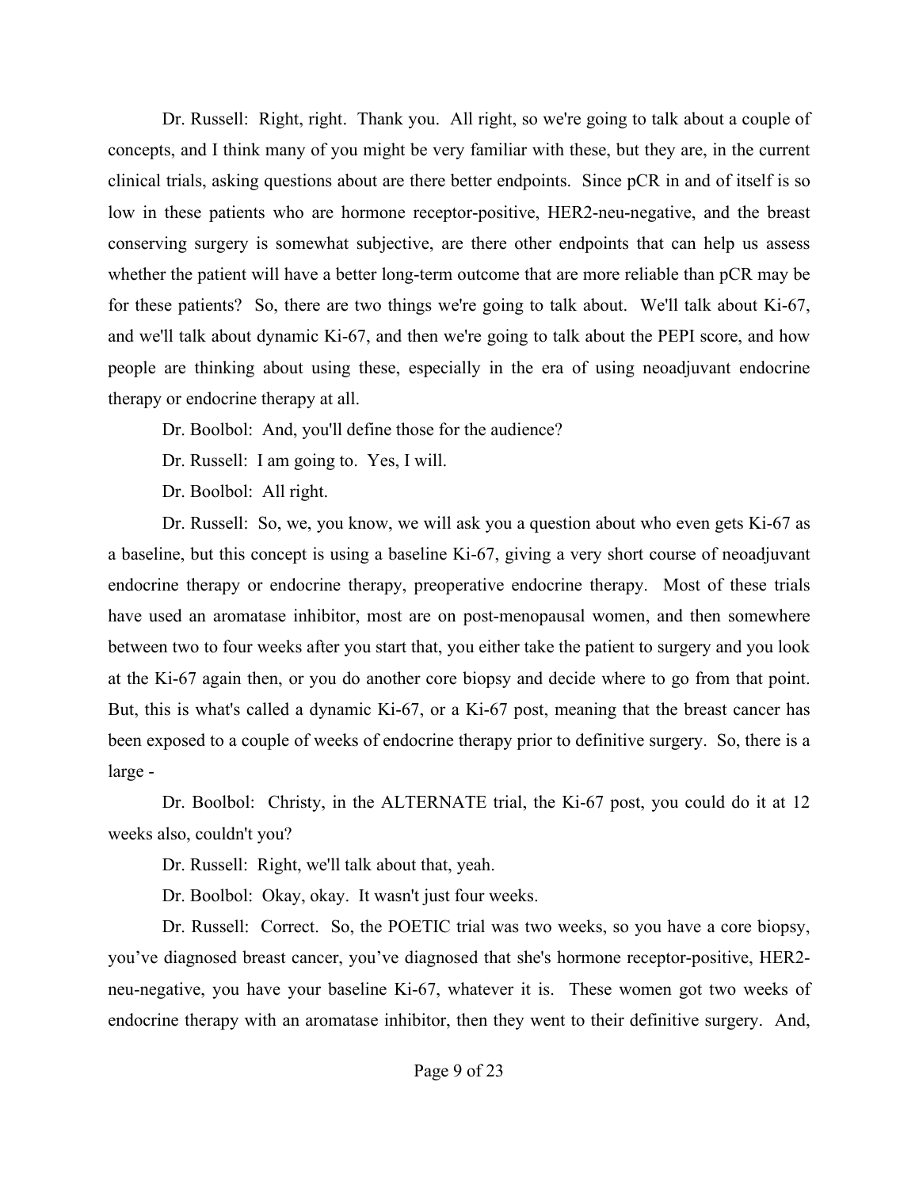Dr. Russell: Right, right. Thank you. All right, so we're going to talk about a couple of concepts, and I think many of you might be very familiar with these, but they are, in the current clinical trials, asking questions about are there better endpoints. Since pCR in and of itself is so low in these patients who are hormone receptor-positive, HER2-neu-negative, and the breast conserving surgery is somewhat subjective, are there other endpoints that can help us assess whether the patient will have a better long-term outcome that are more reliable than pCR may be for these patients? So, there are two things we're going to talk about. We'll talk about Ki-67, and we'll talk about dynamic Ki-67, and then we're going to talk about the PEPI score, and how people are thinking about using these, especially in the era of using neoadjuvant endocrine therapy or endocrine therapy at all.

Dr. Boolbol: And, you'll define those for the audience?

Dr. Russell: I am going to. Yes, I will.

Dr. Boolbol: All right.

Dr. Russell: So, we, you know, we will ask you a question about who even gets Ki-67 as a baseline, but this concept is using a baseline Ki-67, giving a very short course of neoadjuvant endocrine therapy or endocrine therapy, preoperative endocrine therapy. Most of these trials have used an aromatase inhibitor, most are on post-menopausal women, and then somewhere between two to four weeks after you start that, you either take the patient to surgery and you look at the Ki-67 again then, or you do another core biopsy and decide where to go from that point. But, this is what's called a dynamic Ki-67, or a Ki-67 post, meaning that the breast cancer has been exposed to a couple of weeks of endocrine therapy prior to definitive surgery. So, there is a large -

Dr. Boolbol: Christy, in the ALTERNATE trial, the Ki-67 post, you could do it at 12 weeks also, couldn't you?

Dr. Russell: Right, we'll talk about that, yeah.

Dr. Boolbol: Okay, okay. It wasn't just four weeks.

Dr. Russell: Correct. So, the POETIC trial was two weeks, so you have a core biopsy, you've diagnosed breast cancer, you've diagnosed that she's hormone receptor-positive, HER2-neu-negative, you have your baseline Ki-67, whatever it is. These women got two weeks of endocrine therapy with an aromatase inhibitor, then they went to their definitive surgery. And,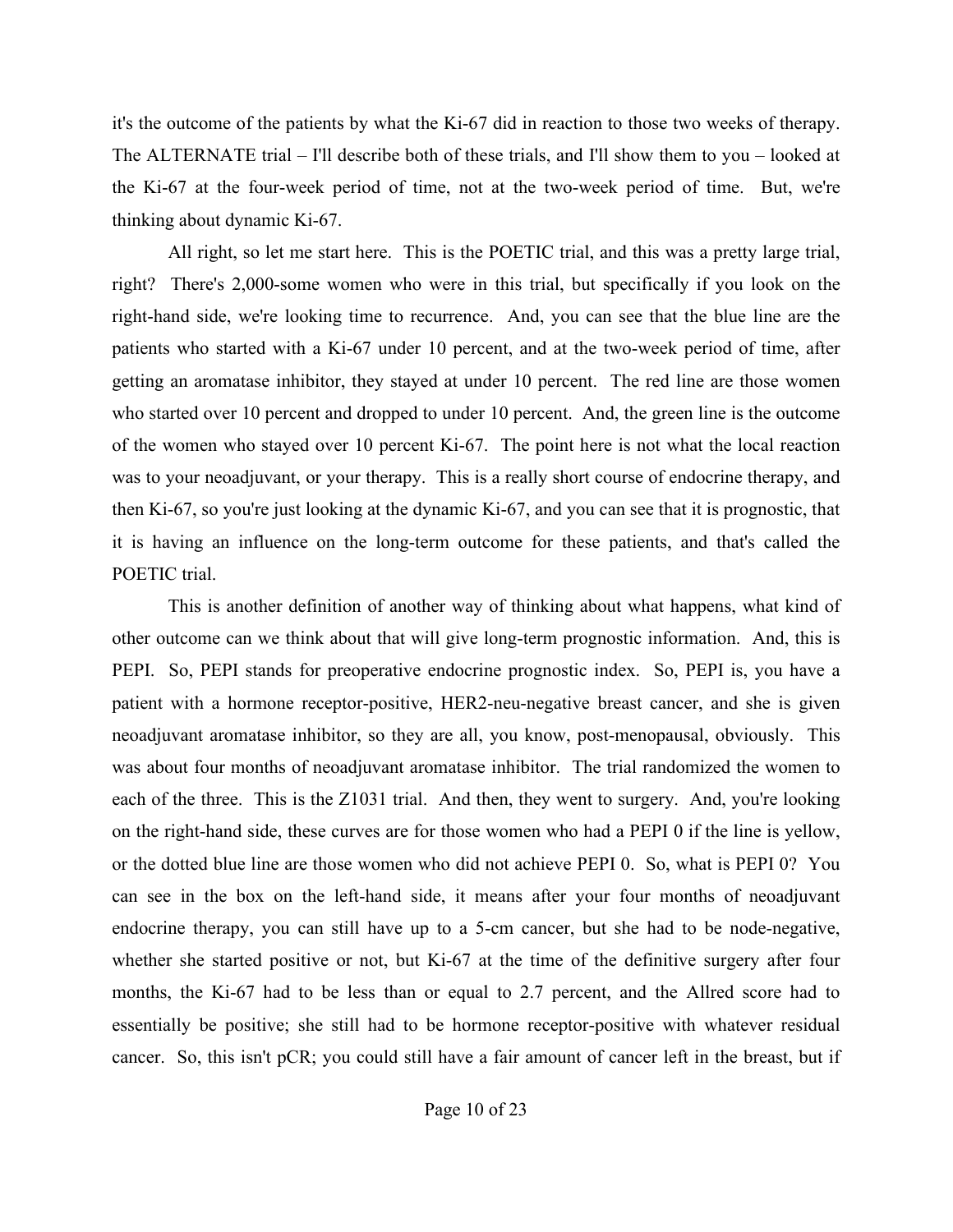it's the outcome of the patients by what the Ki-67 did in reaction to those two weeks of therapy. The ALTERNATE trial – I'll describe both of these trials, and I'll show them to you – looked at the Ki-67 at the four-week period of time, not at the two-week period of time. But, we're thinking about dynamic Ki-67.

All right, so let me start here. This is the POETIC trial, and this was a pretty large trial, right? There's 2,000-some women who were in this trial, but specifically if you look on the right-hand side, we're looking time to recurrence. And, you can see that the blue line are the patients who started with a Ki-67 under 10 percent, and at the two-week period of time, after getting an aromatase inhibitor, they stayed at under 10 percent. The red line are those women who started over 10 percent and dropped to under 10 percent. And, the green line is the outcome of the women who stayed over 10 percent Ki-67. The point here is not what the local reaction was to your neoadjuvant, or your therapy. This is a really short course of endocrine therapy, and then Ki-67, so you're just looking at the dynamic Ki-67, and you can see that it is prognostic, that it is having an influence on the long-term outcome for these patients, and that's called the POETIC trial.

This is another definition of another way of thinking about what happens, what kind of other outcome can we think about that will give long-term prognostic information. And, this is PEPI. So, PEPI stands for preoperative endocrine prognostic index. So, PEPI is, you have a patient with a hormone receptor-positive, HER2-neu-negative breast cancer, and she is given neoadjuvant aromatase inhibitor, so they are all, you know, post-menopausal, obviously. This was about four months of neoadjuvant aromatase inhibitor. The trial randomized the women to each of the three. This is the Z1031 trial. And then, they went to surgery. And, you're looking on the right-hand side, these curves are for those women who had a PEPI 0 if the line is yellow, or the dotted blue line are those women who did not achieve PEPI 0. So, what is PEPI 0? You can see in the box on the left-hand side, it means after your four months of neoadjuvant endocrine therapy, you can still have up to a 5-cm cancer, but she had to be node-negative, whether she started positive or not, but Ki-67 at the time of the definitive surgery after four months, the Ki-67 had to be less than or equal to 2.7 percent, and the Allred score had to essentially be positive; she still had to be hormone receptor-positive with whatever residual cancer. So, this isn't pCR; you could still have a fair amount of cancer left in the breast, but if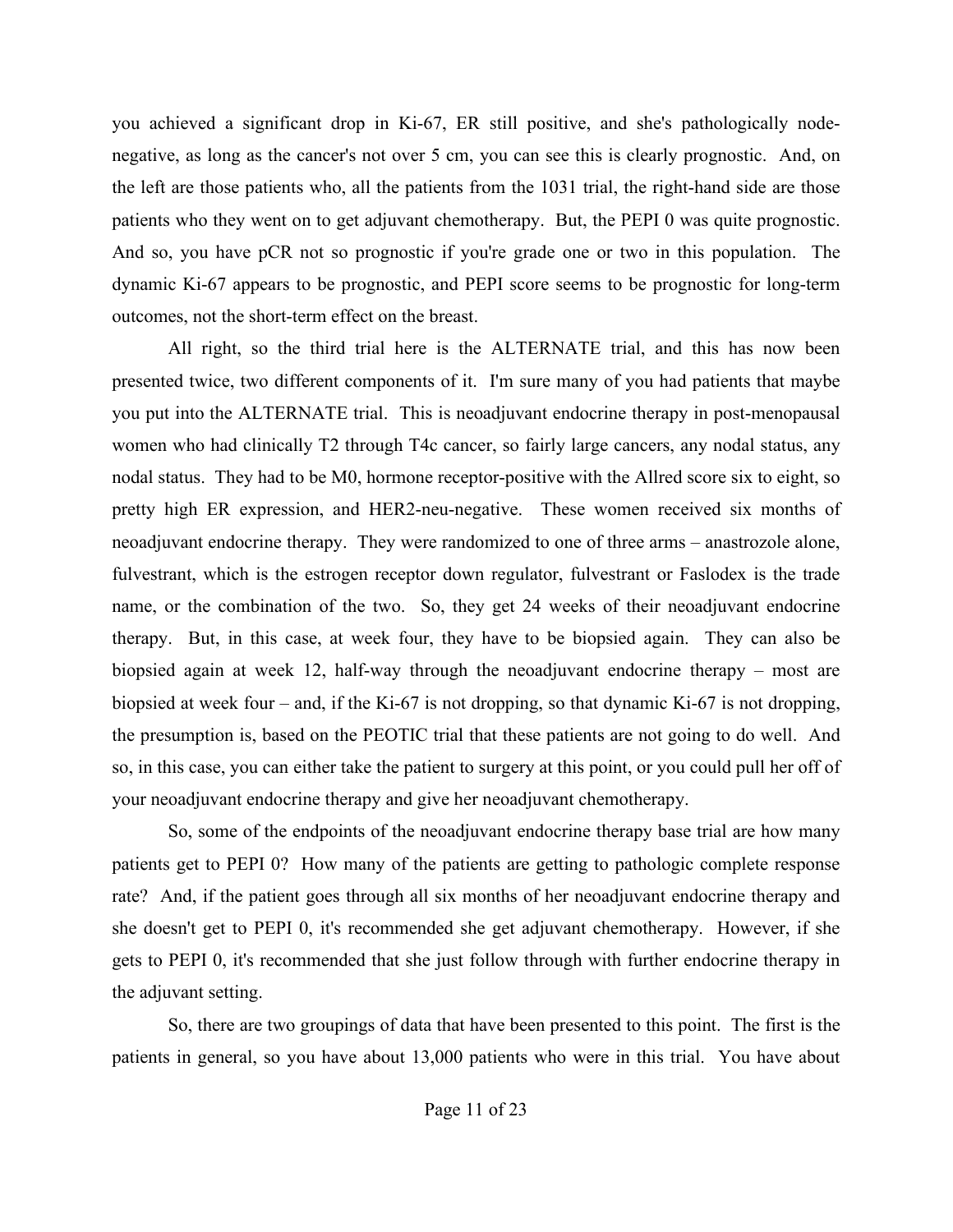you achieved a significant drop in Ki-67, ER still positive, and she's pathologically node-negative, as long as the cancer's not over 5 cm, you can see this is clearly prognostic. And, on the left are those patients who, all the patients from the 1031 trial, the right-hand side are those patients who they went on to get adjuvant chemotherapy. But, the PEPI 0 was quite prognostic. And so, you have pCR not so prognostic if you're grade one or two in this population. The dynamic Ki-67 appears to be prognostic, and PEPI score seems to be prognostic for long-term outcomes, not the short-term effect on the breast.

All right, so the third trial here is the ALTERNATE trial, and this has now been presented twice, two different components of it. I'm sure many of you had patients that maybe you put into the ALTERNATE trial. This is neoadjuvant endocrine therapy in post-menopausal women who had clinically T2 through T4c cancer, so fairly large cancers, any nodal status, any nodal status. They had to be M0, hormone receptor-positive with the Allred score six to eight, so pretty high ER expression, and HER2-neu-negative. These women received six months of neoadjuvant endocrine therapy. They were randomized to one of three arms – anastrozole alone, fulvestrant, which is the estrogen receptor down regulator, fulvestrant or Faslodex is the trade name, or the combination of the two. So, they get 24 weeks of their neoadjuvant endocrine therapy. But, in this case, at week four, they have to be biopsied again. They can also be biopsied again at week 12, half-way through the neoadjuvant endocrine therapy – most are biopsied at week four – and, if the Ki-67 is not dropping, so that dynamic Ki-67 is not dropping, the presumption is, based on the PEOTIC trial that these patients are not going to do well. And so, in this case, you can either take the patient to surgery at this point, or you could pull her off of your neoadjuvant endocrine therapy and give her neoadjuvant chemotherapy.

So, some of the endpoints of the neoadjuvant endocrine therapy base trial are how many patients get to PEPI 0? How many of the patients are getting to pathologic complete response rate? And, if the patient goes through all six months of her neoadjuvant endocrine therapy and she doesn't get to PEPI 0, it's recommended she get adjuvant chemotherapy. However, if she gets to PEPI 0, it's recommended that she just follow through with further endocrine therapy in the adjuvant setting.

So, there are two groupings of data that have been presented to this point. The first is the patients in general, so you have about 13,000 patients who were in this trial. You have about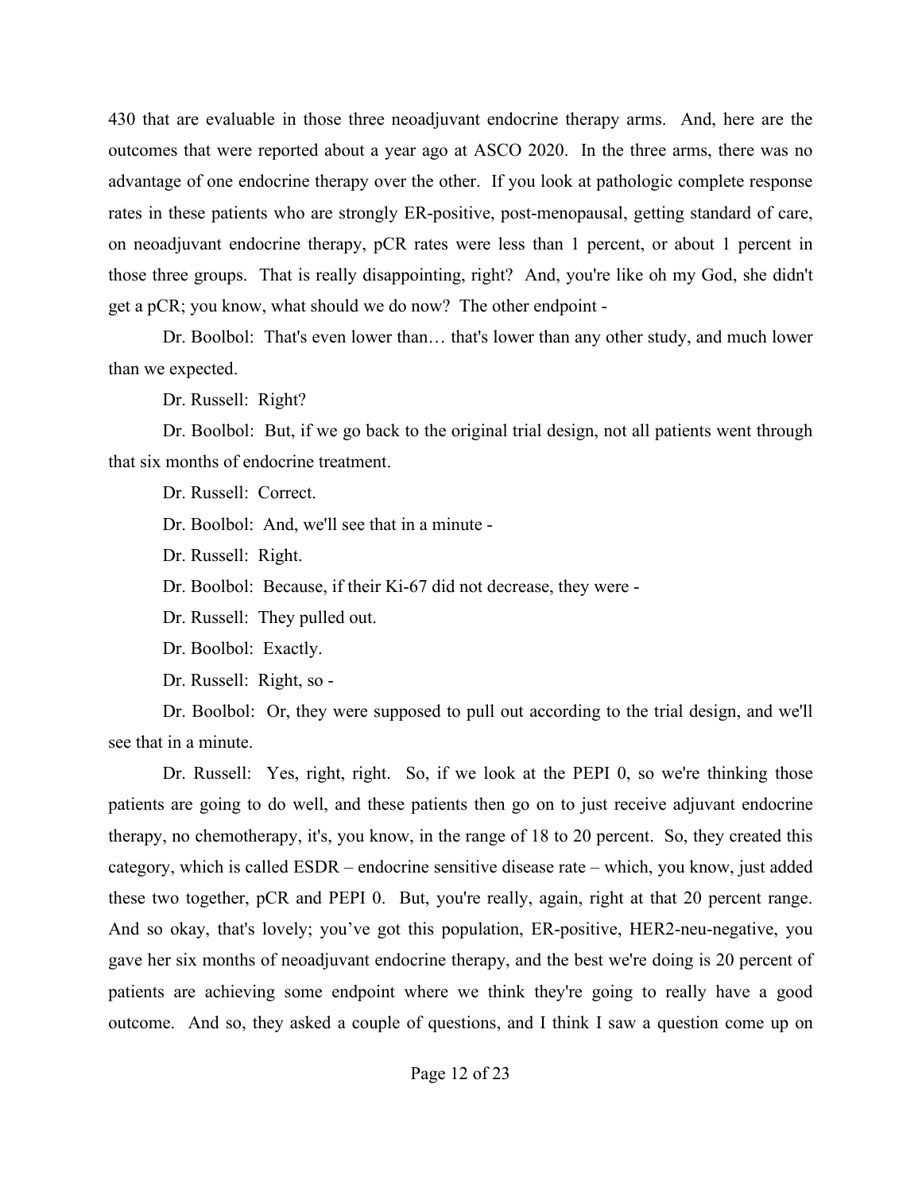430 that are evaluable in those three neoadjuvant endocrine therapy arms. And, here are the outcomes that were reported about a year ago at ASCO 2020. In the three arms, there was no advantage of one endocrine therapy over the other. If you look at pathologic complete response rates in these patients who are strongly ER-positive, post-menopausal, getting standard of care, on neoadjuvant endocrine therapy, pCR rates were less than 1 percent, or about 1 percent in those three groups. That is really disappointing, right? And, you're like oh my God, she didn't get a pCR; you know, what should we do now? The other endpoint -

Dr. Boolbol: That's even lower than… that's lower than any other study, and much lower than we expected.

Dr. Russell: Right?

Dr. Boolbol: But, if we go back to the original trial design, not all patients went through that six months of endocrine treatment.

Dr. Russell: Correct.

Dr. Boolbol: And, we'll see that in a minute -

Dr. Russell: Right.

Dr. Boolbol: Because, if their Ki-67 did not decrease, they were -

Dr. Russell: They pulled out.

Dr. Boolbol: Exactly.

Dr. Russell: Right, so -

Dr. Boolbol: Or, they were supposed to pull out according to the trial design, and we'll see that in a minute.

Dr. Russell: Yes, right, right. So, if we look at the PEPI 0, so we're thinking those patients are going to do well, and these patients then go on to just receive adjuvant endocrine therapy, no chemotherapy, it's, you know, in the range of 18 to 20 percent. So, they created this category, which is called ESDR – endocrine sensitive disease rate – which, you know, just added these two together, pCR and PEPI 0. But, you're really, again, right at that 20 percent range. And so okay, that's lovely; you've got this population, ER-positive, HER2-neu-negative, you gave her six months of neoadjuvant endocrine therapy, and the best we're doing is 20 percent of patients are achieving some endpoint where we think they're going to really have a good outcome. And so, they asked a couple of questions, and I think I saw a question come up on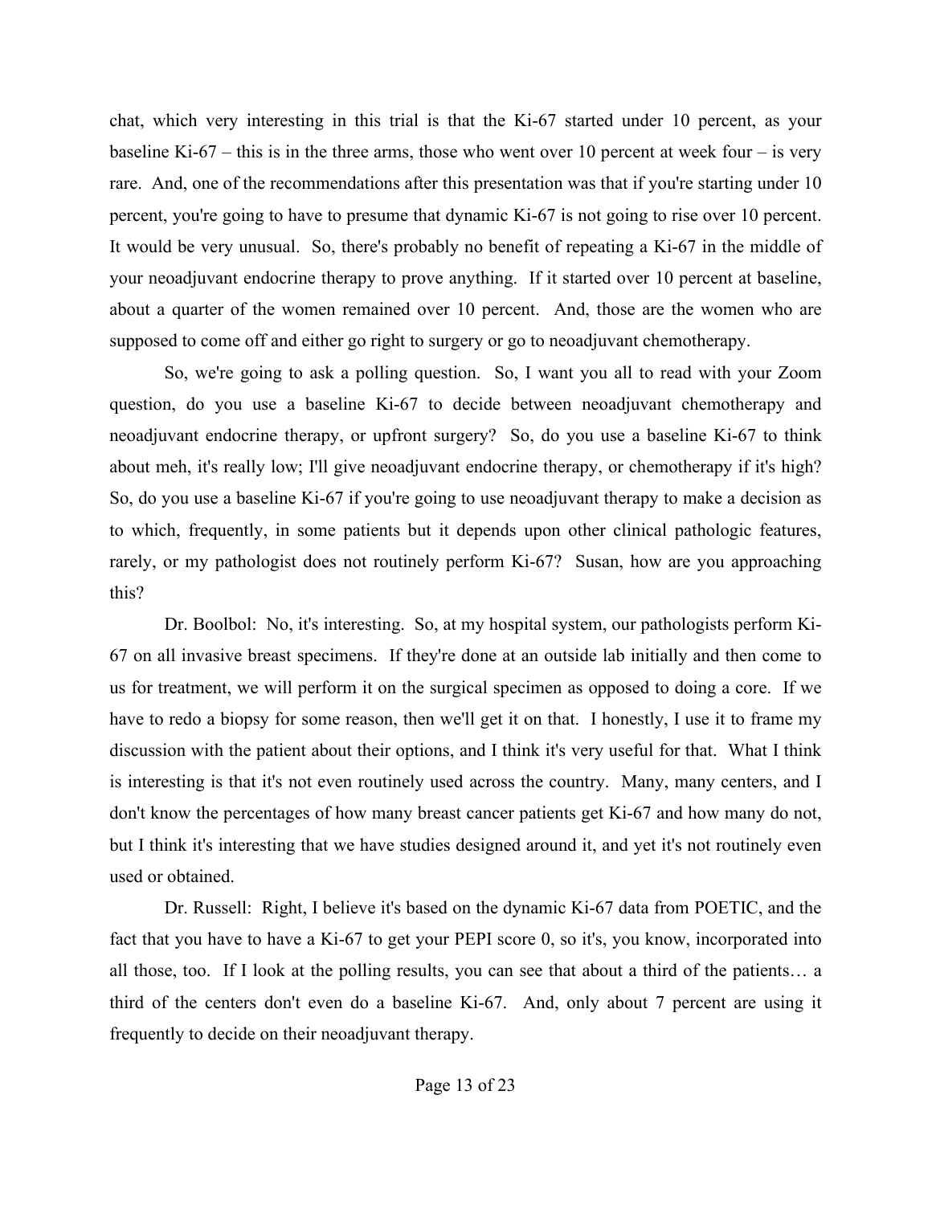chat, which very interesting in this trial is that the Ki-67 started under 10 percent, as your baseline Ki-67 – this is in the three arms, those who went over 10 percent at week four – is very rare. And, one of the recommendations after this presentation was that if you're starting under 10 percent, you're going to have to presume that dynamic Ki-67 is not going to rise over 10 percent. It would be very unusual. So, there's probably no benefit of repeating a Ki-67 in the middle of your neoadjuvant endocrine therapy to prove anything. If it started over 10 percent at baseline, about a quarter of the women remained over 10 percent. And, those are the women who are supposed to come off and either go right to surgery or go to neoadjuvant chemotherapy.

So, we're going to ask a polling question. So, I want you all to read with your Zoom question, do you use a baseline Ki-67 to decide between neoadjuvant chemotherapy and neoadjuvant endocrine therapy, or upfront surgery? So, do you use a baseline Ki-67 to think about meh, it's really low; I'll give neoadjuvant endocrine therapy, or chemotherapy if it's high? So, do you use a baseline Ki-67 if you're going to use neoadjuvant therapy to make a decision as to which, frequently, in some patients but it depends upon other clinical pathologic features, rarely, or my pathologist does not routinely perform Ki-67? Susan, how are you approaching this?

Dr. Boolbol: No, it's interesting. So, at my hospital system, our pathologists perform Ki-67 on all invasive breast specimens. If they're done at an outside lab initially and then come to us for treatment, we will perform it on the surgical specimen as opposed to doing a core. If we have to redo a biopsy for some reason, then we'll get it on that. I honestly, I use it to frame my discussion with the patient about their options, and I think it's very useful for that. What I think is interesting is that it's not even routinely used across the country. Many, many centers, and I don't know the percentages of how many breast cancer patients get Ki-67 and how many do not, but I think it's interesting that we have studies designed around it, and yet it's not routinely even used or obtained.

Dr. Russell: Right, I believe it's based on the dynamic Ki-67 data from POETIC, and the fact that you have to have a Ki-67 to get your PEPI score 0, so it's, you know, incorporated into all those, too. If I look at the polling results, you can see that about a third of the patients… a third of the centers don't even do a baseline Ki-67. And, only about 7 percent are using it frequently to decide on their neoadjuvant therapy.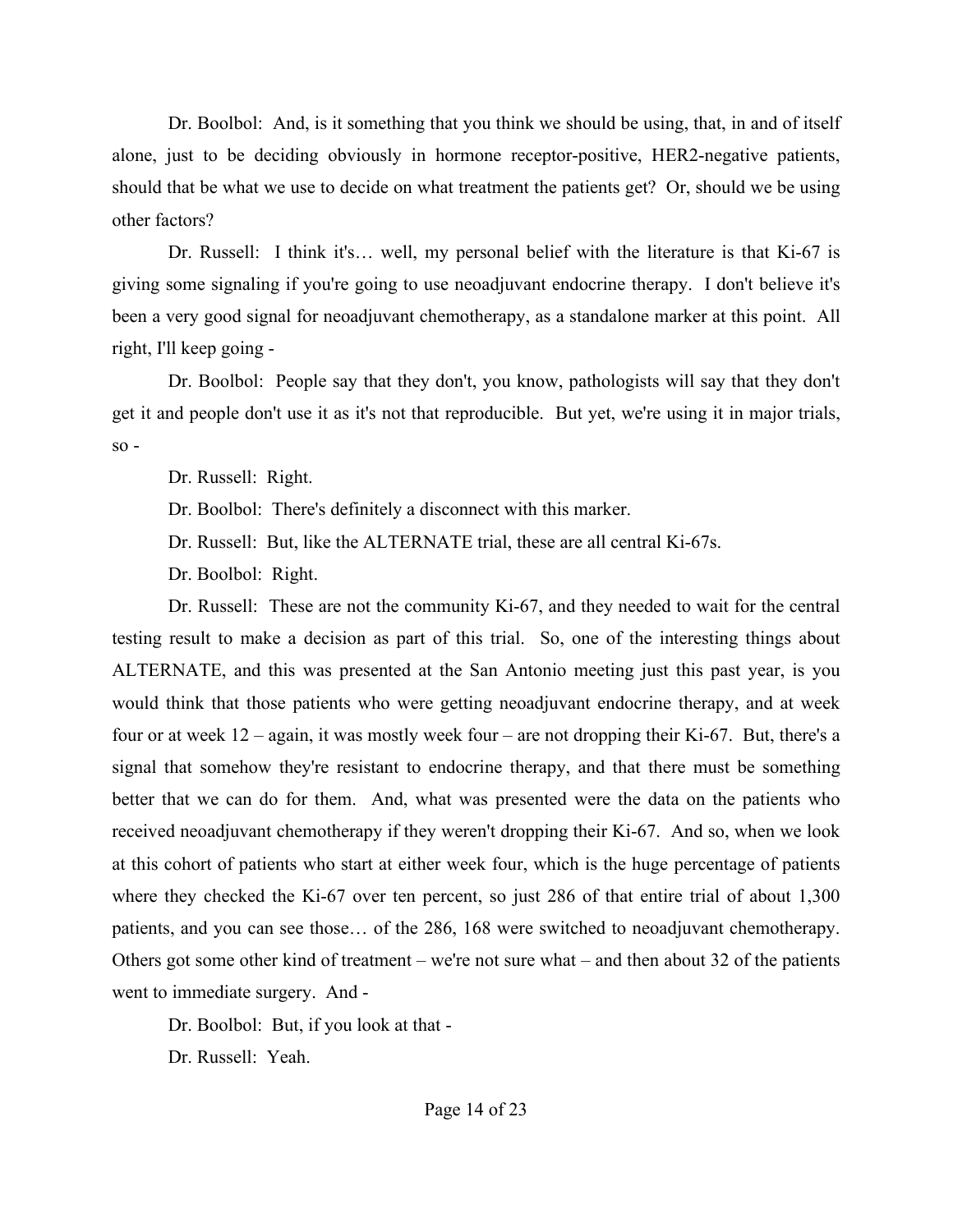Dr. Boolbol: And, is it something that you think we should be using, that, in and of itself alone, just to be deciding obviously in hormone receptor-positive, HER2-negative patients, should that be what we use to decide on what treatment the patients get? Or, should we be using other factors?

Dr. Russell: I think it's… well, my personal belief with the literature is that Ki-67 is giving some signaling if you're going to use neoadjuvant endocrine therapy. I don't believe it's been a very good signal for neoadjuvant chemotherapy, as a standalone marker at this point. All right, I'll keep going -

Dr. Boolbol: People say that they don't, you know, pathologists will say that they don't get it and people don't use it as it's not that reproducible. But yet, we're using it in major trials, so -

Dr. Russell: Right.

Dr. Boolbol: There's definitely a disconnect with this marker.

Dr. Russell: But, like the ALTERNATE trial, these are all central Ki-67s.

Dr. Boolbol: Right.

Dr. Russell: These are not the community Ki-67, and they needed to wait for the central testing result to make a decision as part of this trial. So, one of the interesting things about ALTERNATE, and this was presented at the San Antonio meeting just this past year, is you would think that those patients who were getting neoadjuvant endocrine therapy, and at week four or at week 12 – again, it was mostly week four – are not dropping their Ki-67. But, there's a signal that somehow they're resistant to endocrine therapy, and that there must be something better that we can do for them. And, what was presented were the data on the patients who received neoadjuvant chemotherapy if they weren't dropping their Ki-67. And so, when we look at this cohort of patients who start at either week four, which is the huge percentage of patients where they checked the Ki-67 over ten percent, so just 286 of that entire trial of about 1,300 patients, and you can see those… of the 286, 168 were switched to neoadjuvant chemotherapy. Others got some other kind of treatment – we're not sure what – and then about 32 of the patients went to immediate surgery. And -

Dr. Boolbol: But, if you look at that -

Dr. Russell: Yeah.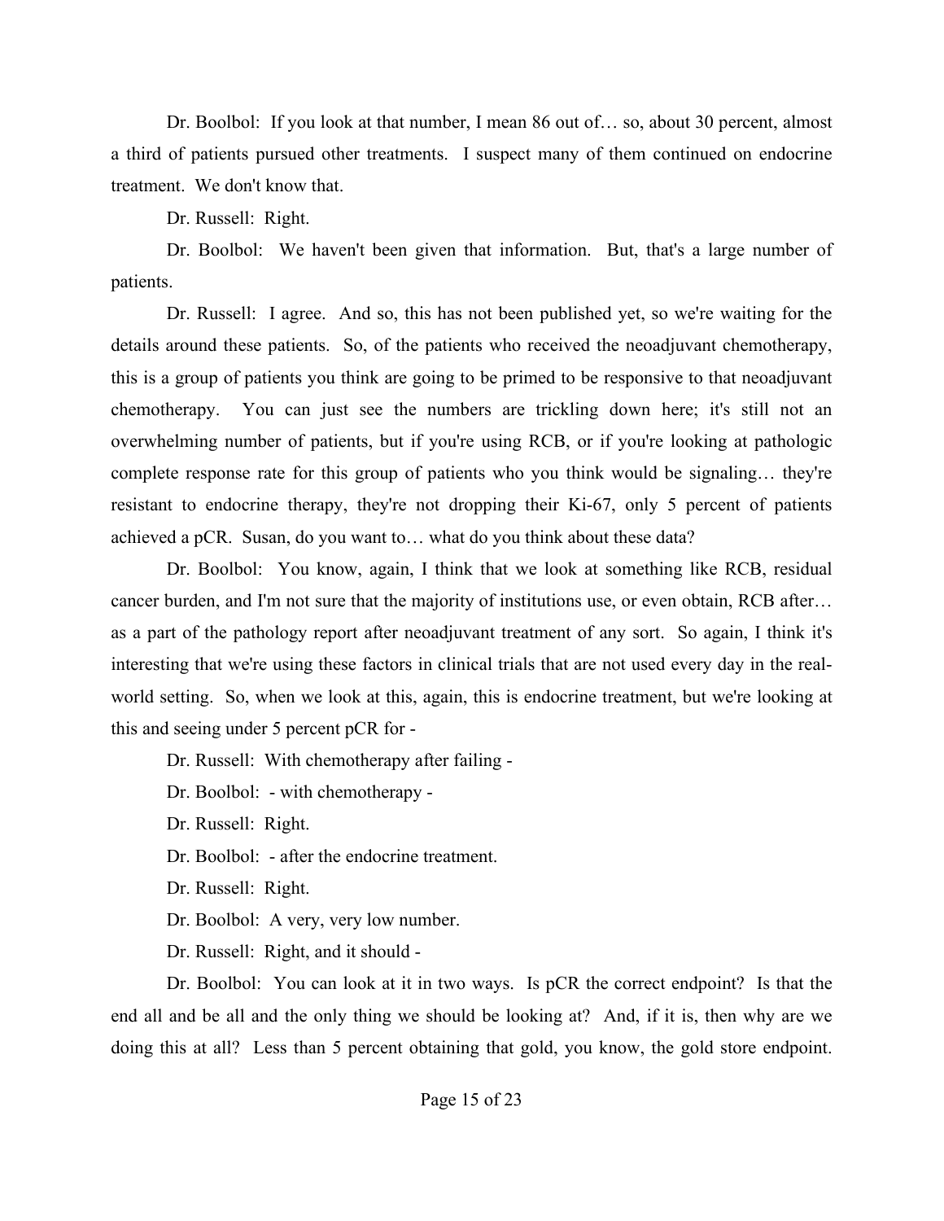Dr. Boolbol: If you look at that number, I mean 86 out of… so, about 30 percent, almost a third of patients pursued other treatments. I suspect many of them continued on endocrine treatment. We don't know that.

Dr. Russell: Right.

Dr. Boolbol: We haven't been given that information. But, that's a large number of patients.

Dr. Russell: I agree. And so, this has not been published yet, so we're waiting for the details around these patients. So, of the patients who received the neoadjuvant chemotherapy, this is a group of patients you think are going to be primed to be responsive to that neoadjuvant chemotherapy. You can just see the numbers are trickling down here; it's still not an overwhelming number of patients, but if you're using RCB, or if you're looking at pathologic complete response rate for this group of patients who you think would be signaling… they're resistant to endocrine therapy, they're not dropping their Ki-67, only 5 percent of patients achieved a pCR. Susan, do you want to… what do you think about these data?

Dr. Boolbol: You know, again, I think that we look at something like RCB, residual cancer burden, and I'm not sure that the majority of institutions use, or even obtain, RCB after… as a part of the pathology report after neoadjuvant treatment of any sort. So again, I think it's interesting that we're using these factors in clinical trials that are not used every day in the real-world setting. So, when we look at this, again, this is endocrine treatment, but we're looking at this and seeing under 5 percent pCR for -

Dr. Russell: With chemotherapy after failing -

Dr. Boolbol: - with chemotherapy -

Dr. Russell: Right.

Dr. Boolbol: - after the endocrine treatment.

Dr. Russell: Right.

Dr. Boolbol: A very, very low number.

Dr. Russell: Right, and it should -

Dr. Boolbol: You can look at it in two ways. Is pCR the correct endpoint? Is that the end all and be all and the only thing we should be looking at? And, if it is, then why are we doing this at all? Less than 5 percent obtaining that gold, you know, the gold store endpoint.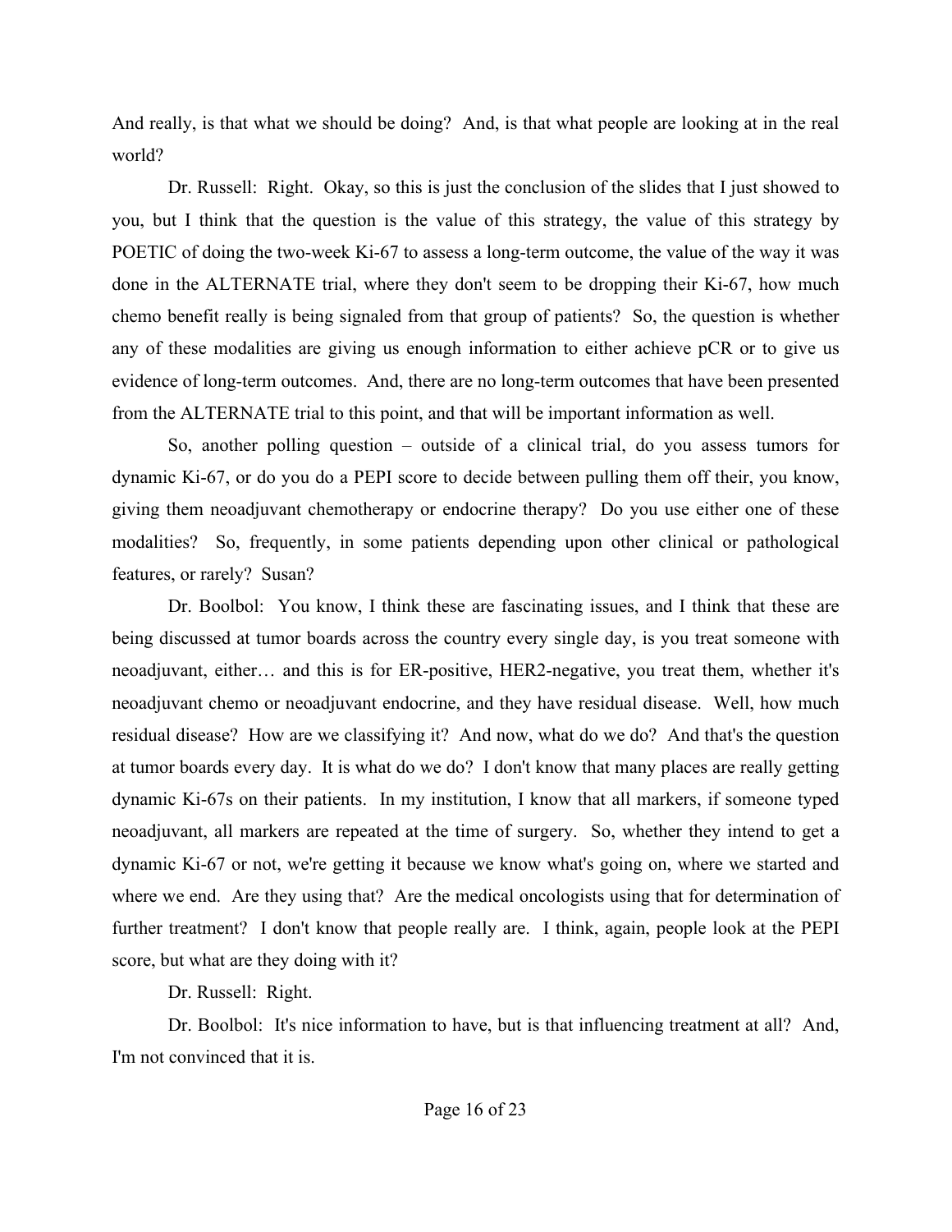And really, is that what we should be doing? And, is that what people are looking at in the real world?

Dr. Russell: Right. Okay, so this is just the conclusion of the slides that I just showed to you, but I think that the question is the value of this strategy, the value of this strategy by POETIC of doing the two-week Ki-67 to assess a long-term outcome, the value of the way it was done in the ALTERNATE trial, where they don't seem to be dropping their Ki-67, how much chemo benefit really is being signaled from that group of patients? So, the question is whether any of these modalities are giving us enough information to either achieve pCR or to give us evidence of long-term outcomes. And, there are no long-term outcomes that have been presented from the ALTERNATE trial to this point, and that will be important information as well.

So, another polling question – outside of a clinical trial, do you assess tumors for dynamic Ki-67, or do you do a PEPI score to decide between pulling them off their, you know, giving them neoadjuvant chemotherapy or endocrine therapy? Do you use either one of these modalities? So, frequently, in some patients depending upon other clinical or pathological features, or rarely? Susan?

Dr. Boolbol: You know, I think these are fascinating issues, and I think that these are being discussed at tumor boards across the country every single day, is you treat someone with neoadjuvant, either… and this is for ER-positive, HER2-negative, you treat them, whether it's neoadjuvant chemo or neoadjuvant endocrine, and they have residual disease. Well, how much residual disease? How are we classifying it? And now, what do we do? And that's the question at tumor boards every day. It is what do we do? I don't know that many places are really getting dynamic Ki-67s on their patients. In my institution, I know that all markers, if someone typed neoadjuvant, all markers are repeated at the time of surgery. So, whether they intend to get a dynamic Ki-67 or not, we're getting it because we know what's going on, where we started and where we end. Are they using that? Are the medical oncologists using that for determination of further treatment? I don't know that people really are. I think, again, people look at the PEPI score, but what are they doing with it?

Dr. Russell: Right.

Dr. Boolbol: It's nice information to have, but is that influencing treatment at all? And, I'm not convinced that it is.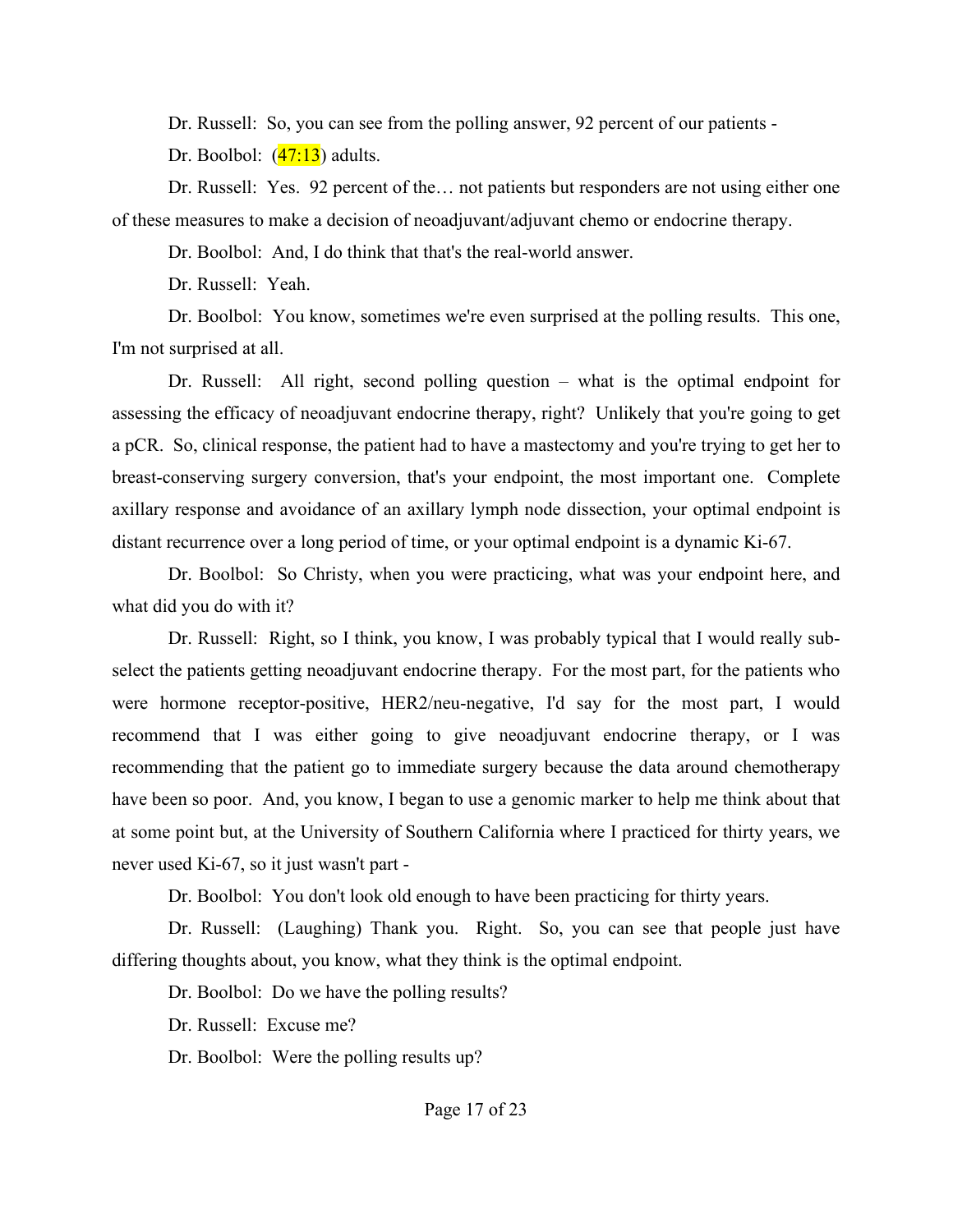Dr. Russell: So, you can see from the polling answer, 92 percent of our patients -

Dr. Boolbol: (47:13) adults.

Dr. Russell: Yes. 92 percent of the… not patients but responders are not using either one of these measures to make a decision of neoadjuvant/adjuvant chemo or endocrine therapy.

Dr. Boolbol: And, I do think that that's the real-world answer.

Dr. Russell: Yeah.

Dr. Boolbol: You know, sometimes we're even surprised at the polling results. This one, I'm not surprised at all.

Dr. Russell: All right, second polling question – what is the optimal endpoint for assessing the efficacy of neoadjuvant endocrine therapy, right? Unlikely that you're going to get a pCR. So, clinical response, the patient had to have a mastectomy and you're trying to get her to breast-conserving surgery conversion, that's your endpoint, the most important one. Complete axillary response and avoidance of an axillary lymph node dissection, your optimal endpoint is distant recurrence over a long period of time, or your optimal endpoint is a dynamic Ki-67.

Dr. Boolbol: So Christy, when you were practicing, what was your endpoint here, and what did you do with it?

Dr. Russell: Right, so I think, you know, I was probably typical that I would really sub-select the patients getting neoadjuvant endocrine therapy. For the most part, for the patients who were hormone receptor-positive, HER2/neu-negative, I'd say for the most part, I would recommend that I was either going to give neoadjuvant endocrine therapy, or I was recommending that the patient go to immediate surgery because the data around chemotherapy have been so poor. And, you know, I began to use a genomic marker to help me think about that at some point but, at the University of Southern California where I practiced for thirty years, we never used Ki-67, so it just wasn't part -

Dr. Boolbol: You don't look old enough to have been practicing for thirty years.

Dr. Russell: (Laughing) Thank you. Right. So, you can see that people just have differing thoughts about, you know, what they think is the optimal endpoint.

Dr. Boolbol: Do we have the polling results?

Dr. Russell: Excuse me?

Dr. Boolbol: Were the polling results up?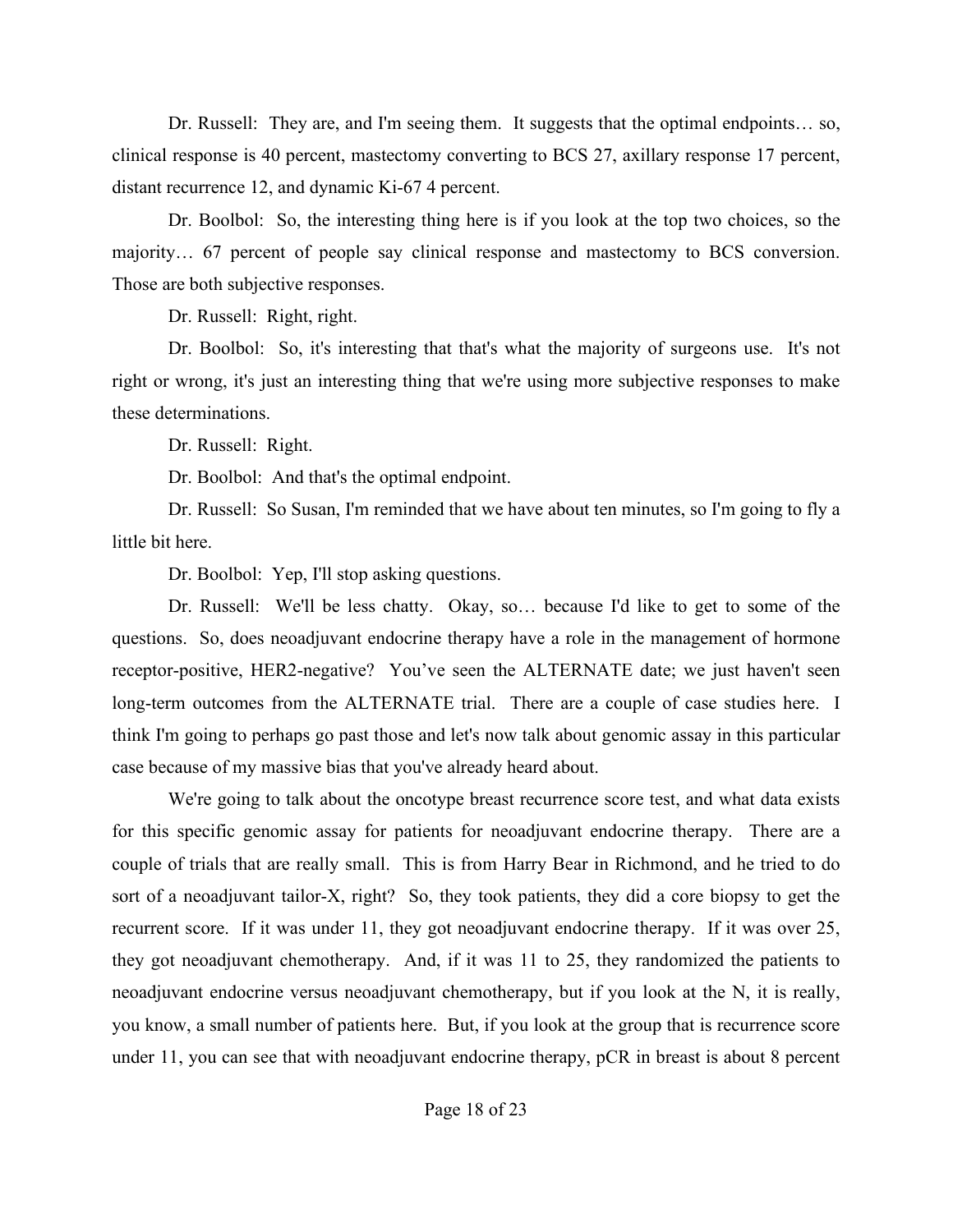Dr. Russell: They are, and I'm seeing them. It suggests that the optimal endpoints… so, clinical response is 40 percent, mastectomy converting to BCS 27, axillary response 17 percent, distant recurrence 12, and dynamic Ki-67 4 percent.

Dr. Boolbol: So, the interesting thing here is if you look at the top two choices, so the majority… 67 percent of people say clinical response and mastectomy to BCS conversion. Those are both subjective responses.

Dr. Russell: Right, right.

Dr. Boolbol: So, it's interesting that that's what the majority of surgeons use. It's not right or wrong, it's just an interesting thing that we're using more subjective responses to make these determinations.

Dr. Russell: Right.

Dr. Boolbol: And that's the optimal endpoint.

Dr. Russell: So Susan, I'm reminded that we have about ten minutes, so I'm going to fly a little bit here.

Dr. Boolbol: Yep, I'll stop asking questions.

Dr. Russell: We'll be less chatty. Okay, so… because I'd like to get to some of the questions. So, does neoadjuvant endocrine therapy have a role in the management of hormone receptor-positive, HER2-negative? You've seen the ALTERNATE date; we just haven't seen long-term outcomes from the ALTERNATE trial. There are a couple of case studies here. I think I'm going to perhaps go past those and let's now talk about genomic assay in this particular case because of my massive bias that you've already heard about.

We're going to talk about the oncotype breast recurrence score test, and what data exists for this specific genomic assay for patients for neoadjuvant endocrine therapy. There are a couple of trials that are really small. This is from Harry Bear in Richmond, and he tried to do sort of a neoadjuvant tailor-X, right? So, they took patients, they did a core biopsy to get the recurrent score. If it was under 11, they got neoadjuvant endocrine therapy. If it was over 25, they got neoadjuvant chemotherapy. And, if it was 11 to 25, they randomized the patients to neoadjuvant endocrine versus neoadjuvant chemotherapy, but if you look at the N, it is really, you know, a small number of patients here. But, if you look at the group that is recurrence score under 11, you can see that with neoadjuvant endocrine therapy, pCR in breast is about 8 percent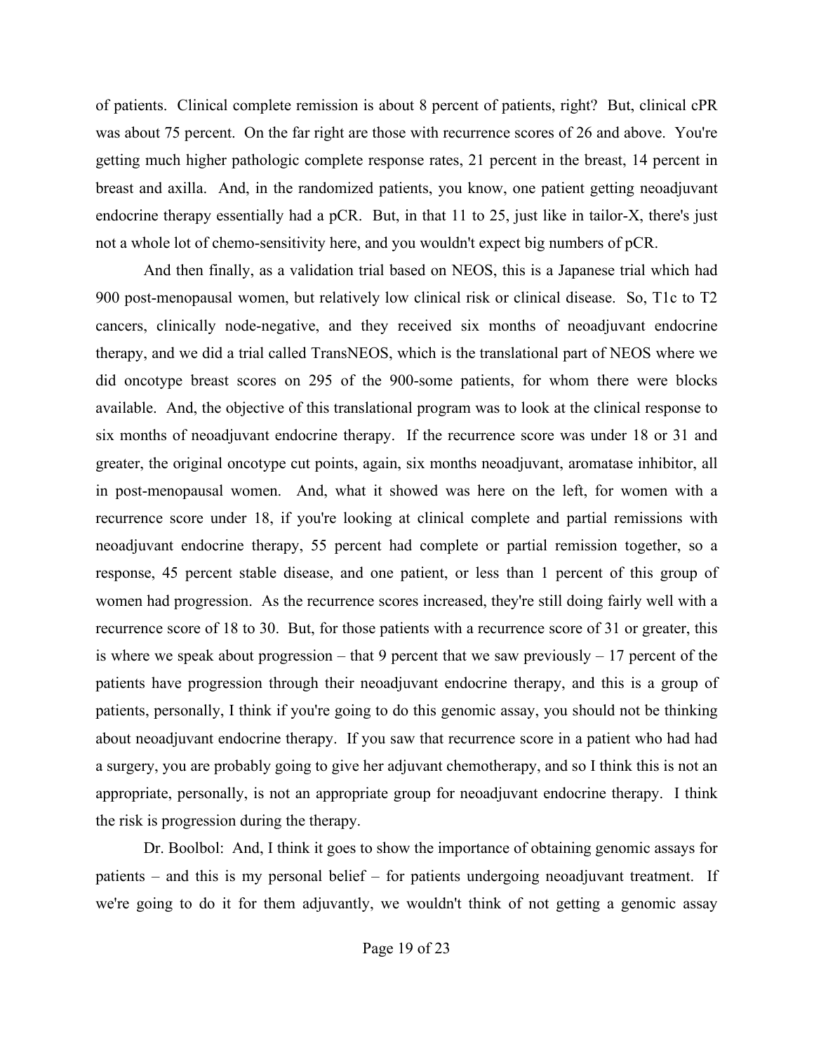of patients. Clinical complete remission is about 8 percent of patients, right? But, clinical cPR was about 75 percent. On the far right are those with recurrence scores of 26 and above. You're getting much higher pathologic complete response rates, 21 percent in the breast, 14 percent in breast and axilla. And, in the randomized patients, you know, one patient getting neoadjuvant endocrine therapy essentially had a pCR. But, in that 11 to 25, just like in tailor-X, there's just not a whole lot of chemo-sensitivity here, and you wouldn't expect big numbers of pCR.

And then finally, as a validation trial based on NEOS, this is a Japanese trial which had 900 post-menopausal women, but relatively low clinical risk or clinical disease. So, T1c to T2 cancers, clinically node-negative, and they received six months of neoadjuvant endocrine therapy, and we did a trial called TransNEOS, which is the translational part of NEOS where we did oncotype breast scores on 295 of the 900-some patients, for whom there were blocks available. And, the objective of this translational program was to look at the clinical response to six months of neoadjuvant endocrine therapy. If the recurrence score was under 18 or 31 and greater, the original oncotype cut points, again, six months neoadjuvant, aromatase inhibitor, all in post-menopausal women. And, what it showed was here on the left, for women with a recurrence score under 18, if you're looking at clinical complete and partial remissions with neoadjuvant endocrine therapy, 55 percent had complete or partial remission together, so a response, 45 percent stable disease, and one patient, or less than 1 percent of this group of women had progression. As the recurrence scores increased, they're still doing fairly well with a recurrence score of 18 to 30. But, for those patients with a recurrence score of 31 or greater, this is where we speak about progression – that 9 percent that we saw previously – 17 percent of the patients have progression through their neoadjuvant endocrine therapy, and this is a group of patients, personally, I think if you're going to do this genomic assay, you should not be thinking about neoadjuvant endocrine therapy. If you saw that recurrence score in a patient who had had a surgery, you are probably going to give her adjuvant chemotherapy, and so I think this is not an appropriate, personally, is not an appropriate group for neoadjuvant endocrine therapy. I think the risk is progression during the therapy.

Dr. Boolbol: And, I think it goes to show the importance of obtaining genomic assays for patients – and this is my personal belief – for patients undergoing neoadjuvant treatment. If we're going to do it for them adjuvantly, we wouldn't think of not getting a genomic assay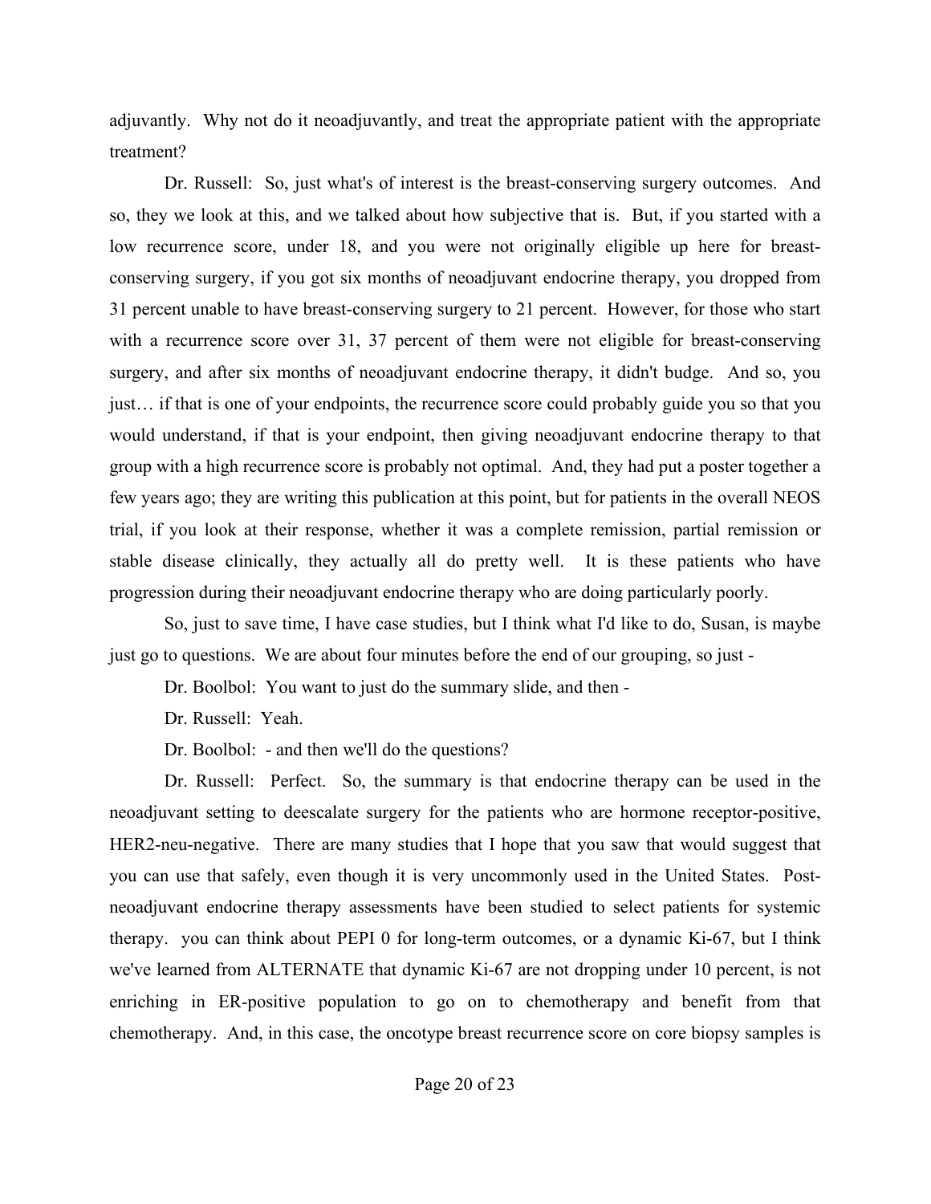adjuvantly. Why not do it neoadjuvantly, and treat the appropriate patient with the appropriate treatment?

Dr. Russell: So, just what's of interest is the breast-conserving surgery outcomes. And so, they we look at this, and we talked about how subjective that is. But, if you started with a low recurrence score, under 18, and you were not originally eligible up here for breast-conserving surgery, if you got six months of neoadjuvant endocrine therapy, you dropped from 31 percent unable to have breast-conserving surgery to 21 percent. However, for those who start with a recurrence score over 31, 37 percent of them were not eligible for breast-conserving surgery, and after six months of neoadjuvant endocrine therapy, it didn't budge. And so, you just… if that is one of your endpoints, the recurrence score could probably guide you so that you would understand, if that is your endpoint, then giving neoadjuvant endocrine therapy to that group with a high recurrence score is probably not optimal. And, they had put a poster together a few years ago; they are writing this publication at this point, but for patients in the overall NEOS trial, if you look at their response, whether it was a complete remission, partial remission or stable disease clinically, they actually all do pretty well. It is these patients who have progression during their neoadjuvant endocrine therapy who are doing particularly poorly.

So, just to save time, I have case studies, but I think what I'd like to do, Susan, is maybe just go to questions. We are about four minutes before the end of our grouping, so just -

Dr. Boolbol: You want to just do the summary slide, and then -

Dr. Russell: Yeah.

Dr. Boolbol: - and then we'll do the questions?

Dr. Russell: Perfect. So, the summary is that endocrine therapy can be used in the neoadjuvant setting to deescalate surgery for the patients who are hormone receptor-positive, HER2-neu-negative. There are many studies that I hope that you saw that would suggest that you can use that safely, even though it is very uncommonly used in the United States. Post-neoadjuvant endocrine therapy assessments have been studied to select patients for systemic therapy. you can think about PEPI 0 for long-term outcomes, or a dynamic Ki-67, but I think we've learned from ALTERNATE that dynamic Ki-67 are not dropping under 10 percent, is not enriching in ER-positive population to go on to chemotherapy and benefit from that chemotherapy. And, in this case, the oncotype breast recurrence score on core biopsy samples is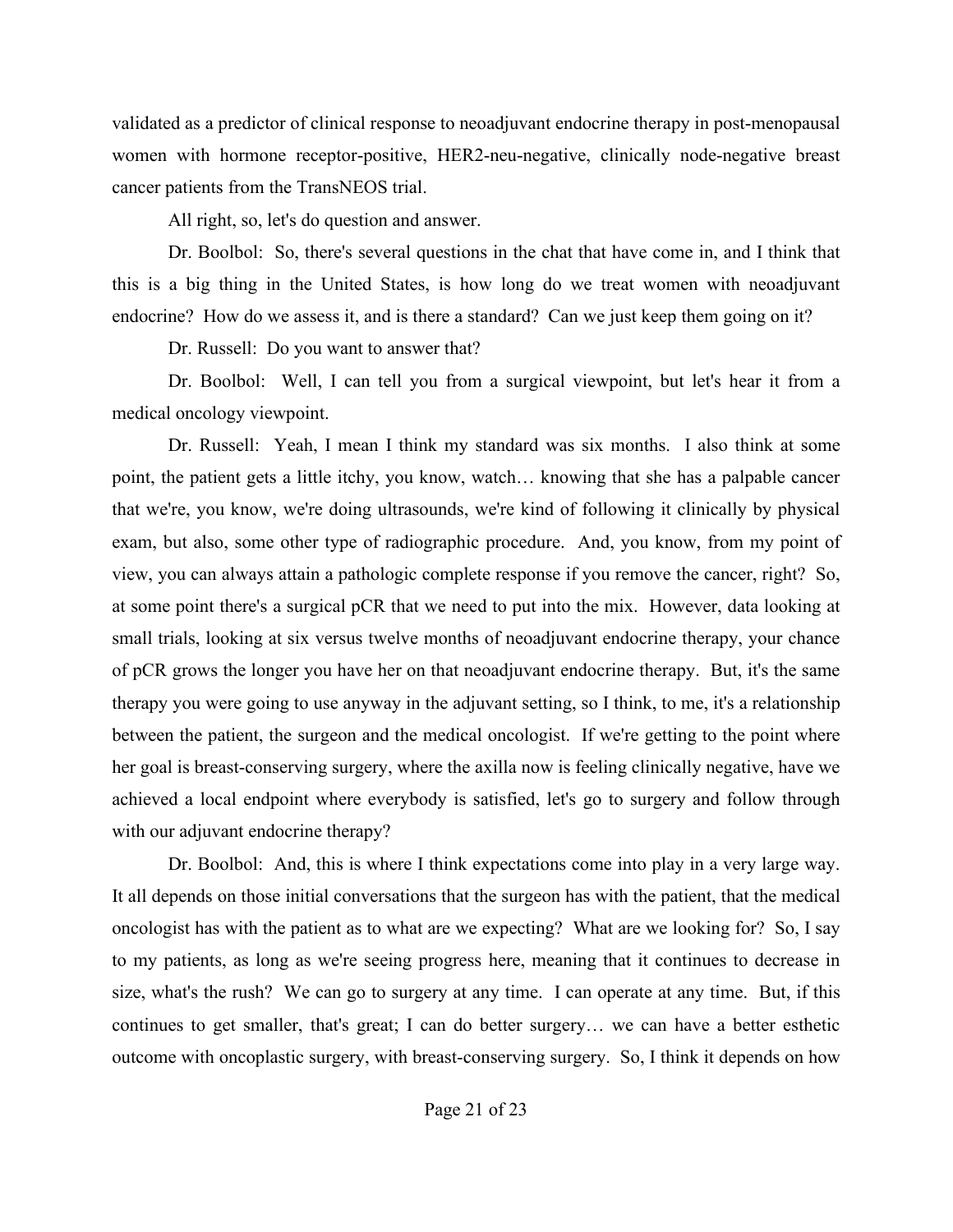validated as a predictor of clinical response to neoadjuvant endocrine therapy in post-menopausal women with hormone receptor-positive, HER2-neu-negative, clinically node-negative breast cancer patients from the TransNEOS trial.

All right, so, let's do question and answer.

Dr. Boolbol: So, there's several questions in the chat that have come in, and I think that this is a big thing in the United States, is how long do we treat women with neoadjuvant endocrine? How do we assess it, and is there a standard? Can we just keep them going on it?

Dr. Russell: Do you want to answer that?

Dr. Boolbol: Well, I can tell you from a surgical viewpoint, but let's hear it from a medical oncology viewpoint.

Dr. Russell: Yeah, I mean I think my standard was six months. I also think at some point, the patient gets a little itchy, you know, watch… knowing that she has a palpable cancer that we're, you know, we're doing ultrasounds, we're kind of following it clinically by physical exam, but also, some other type of radiographic procedure. And, you know, from my point of view, you can always attain a pathologic complete response if you remove the cancer, right? So, at some point there's a surgical pCR that we need to put into the mix. However, data looking at small trials, looking at six versus twelve months of neoadjuvant endocrine therapy, your chance of pCR grows the longer you have her on that neoadjuvant endocrine therapy. But, it's the same therapy you were going to use anyway in the adjuvant setting, so I think, to me, it's a relationship between the patient, the surgeon and the medical oncologist. If we're getting to the point where her goal is breast-conserving surgery, where the axilla now is feeling clinically negative, have we achieved a local endpoint where everybody is satisfied, let's go to surgery and follow through with our adjuvant endocrine therapy?

Dr. Boolbol: And, this is where I think expectations come into play in a very large way. It all depends on those initial conversations that the surgeon has with the patient, that the medical oncologist has with the patient as to what are we expecting? What are we looking for? So, I say to my patients, as long as we're seeing progress here, meaning that it continues to decrease in size, what's the rush? We can go to surgery at any time. I can operate at any time. But, if this continues to get smaller, that's great; I can do better surgery… we can have a better esthetic outcome with oncoplastic surgery, with breast-conserving surgery. So, I think it depends on how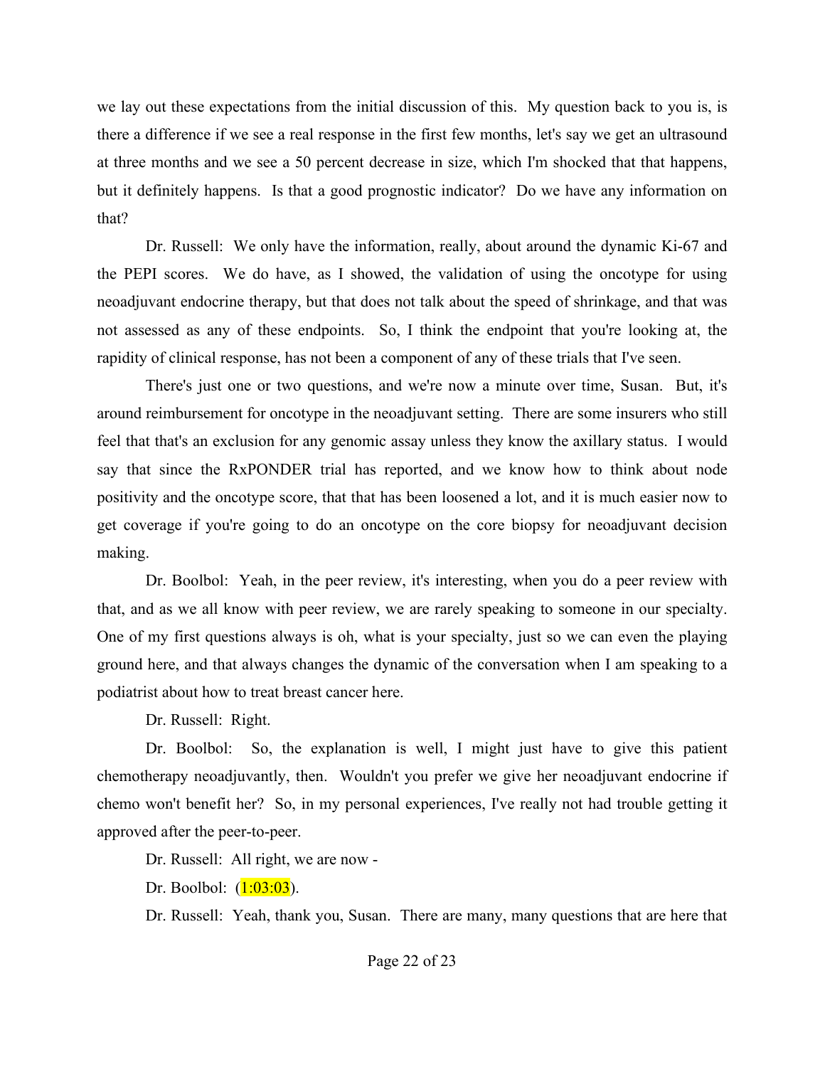we lay out these expectations from the initial discussion of this. My question back to you is, is there a difference if we see a real response in the first few months, let's say we get an ultrasound at three months and we see a 50 percent decrease in size, which I'm shocked that that happens, but it definitely happens. Is that a good prognostic indicator? Do we have any information on that?

Dr. Russell: We only have the information, really, about around the dynamic Ki-67 and the PEPI scores. We do have, as I showed, the validation of using the oncotype for using neoadjuvant endocrine therapy, but that does not talk about the speed of shrinkage, and that was not assessed as any of these endpoints. So, I think the endpoint that you're looking at, the rapidity of clinical response, has not been a component of any of these trials that I've seen.

There's just one or two questions, and we're now a minute over time, Susan. But, it's around reimbursement for oncotype in the neoadjuvant setting. There are some insurers who still feel that that's an exclusion for any genomic assay unless they know the axillary status. I would say that since the RxPONDER trial has reported, and we know how to think about node positivity and the oncotype score, that that has been loosened a lot, and it is much easier now to get coverage if you're going to do an oncotype on the core biopsy for neoadjuvant decision making.

Dr. Boolbol: Yeah, in the peer review, it's interesting, when you do a peer review with that, and as we all know with peer review, we are rarely speaking to someone in our specialty. One of my first questions always is oh, what is your specialty, just so we can even the playing ground here, and that always changes the dynamic of the conversation when I am speaking to a podiatrist about how to treat breast cancer here.

Dr. Russell: Right.

Dr. Boolbol: So, the explanation is well, I might just have to give this patient chemotherapy neoadjuvantly, then. Wouldn't you prefer we give her neoadjuvant endocrine if chemo won't benefit her? So, in my personal experiences, I've really not had trouble getting it approved after the peer-to-peer.

Dr. Russell: All right, we are now -

Dr. Boolbol: (1:03:03).

Dr. Russell: Yeah, thank you, Susan. There are many, many questions that are here that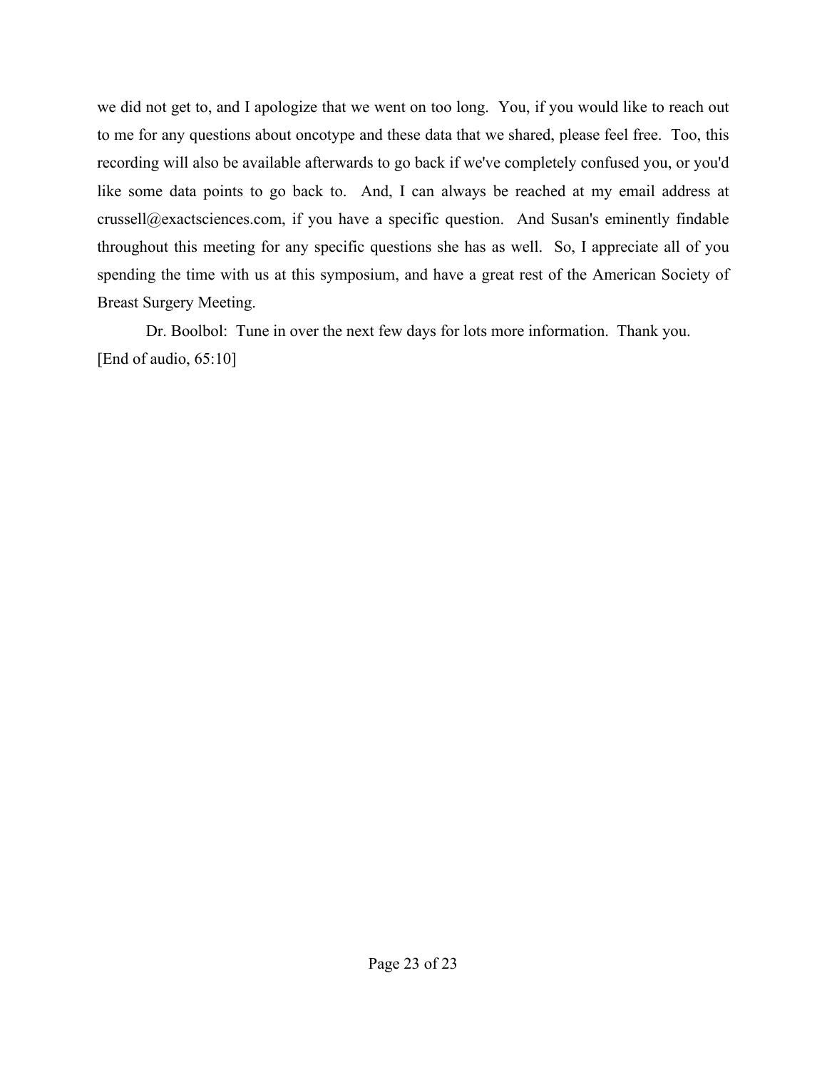we did not get to, and I apologize that we went on too long. You, if you would like to reach out to me for any questions about oncotype and these data that we shared, please feel free. Too, this recording will also be available afterwards to go back if we've completely confused you, or you'd like some data points to go back to. And, I can always be reached at my email address at crussell@exactsciences.com, if you have a specific question. And Susan's eminently findable throughout this meeting for any specific questions she has as well. So, I appreciate all of you spending the time with us at this symposium, and have a great rest of the American Society of Breast Surgery Meeting.

Dr. Boolbol: Tune in over the next few days for lots more information. Thank you.

[End of audio, 65:10]